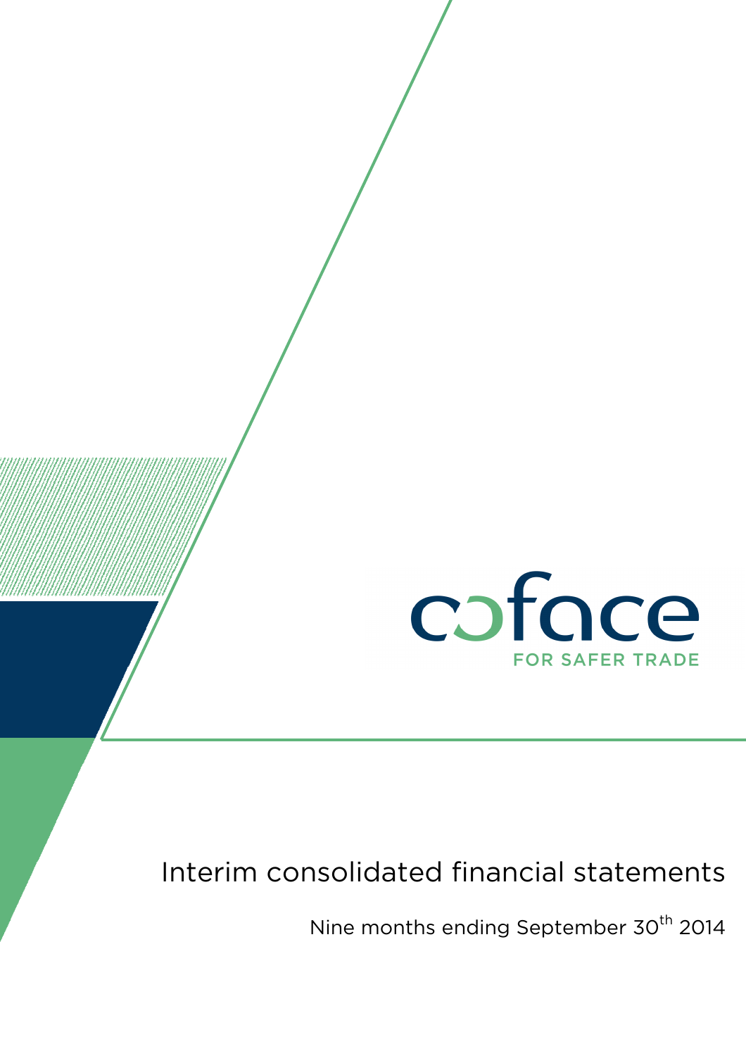coface

FOR SAFER TRADE

# Interim consolidated financial statements

Nine months ending September 30th 2014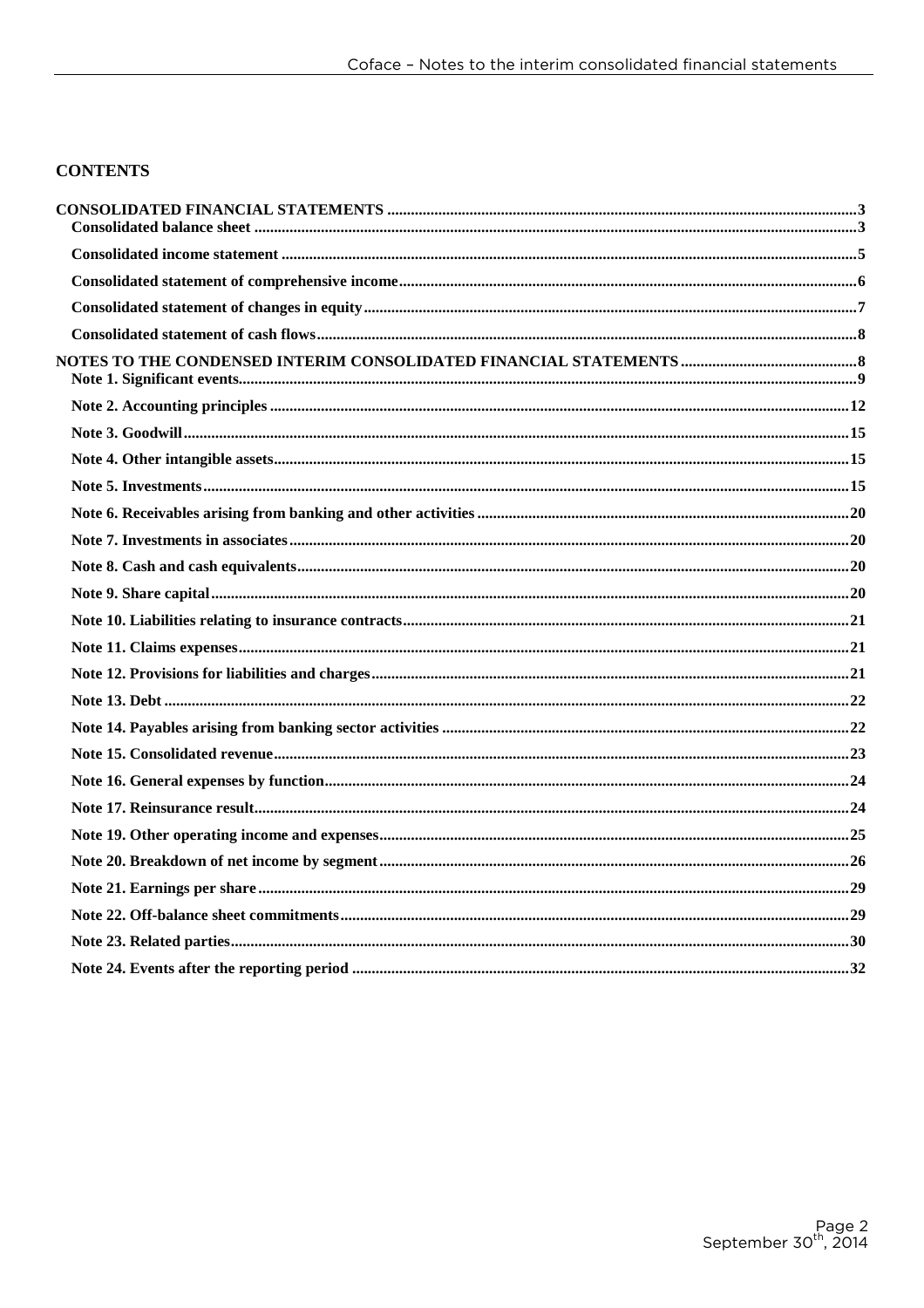## CONTENTS

| | |
|---|---|
| **CONSOLIDATED FINANCIAL STATEMENTS** | **3** |
| **Consolidated balance sheet** | **3** |
| **Consolidated income statement** | **5** |
| **Consolidated statement of comprehensive income** | **6** |
| **Consolidated statement of changes in equity** | **7** |
| **Consolidated statement of cash flows** | **8** |
| **NOTES TO THE CONDENSED INTERIM CONSOLIDATED FINANCIAL STATEMENTS** | **8** |
| **Note 1. Significant events** | **9** |
| **Note 2. Accounting principles** | **12** |
| **Note 3. Goodwill** | **15** |
| **Note 4. Other intangible assets** | **15** |
| **Note 5. Investments** | **15** |
| **Note 6. Receivables arising from banking and other activities** | **20** |
| **Note 7. Investments in associates** | **20** |
| **Note 8. Cash and cash equivalents** | **20** |
| **Note 9. Share capital** | **20** |
| **Note 10. Liabilities relating to insurance contracts** | **21** |
| **Note 11. Claims expenses** | **21** |
| **Note 12. Provisions for liabilities and charges** | **21** |
| **Note 13. Debt** | **22** |
| **Note 14. Payables arising from banking sector activities** | **22** |
| **Note 15. Consolidated revenue** | **23** |
| **Note 16. General expenses by function** | **24** |
| **Note 17. Reinsurance result** | **24** |
| **Note 19. Other operating income and expenses** | **25** |
| **Note 20. Breakdown of net income by segment** | **26** |
| **Note 21. Earnings per share** | **29** |
| **Note 22. Off-balance sheet commitments** | **29** |
| **Note 23. Related parties** | **30** |
| **Note 24. Events after the reporting period** | **32** |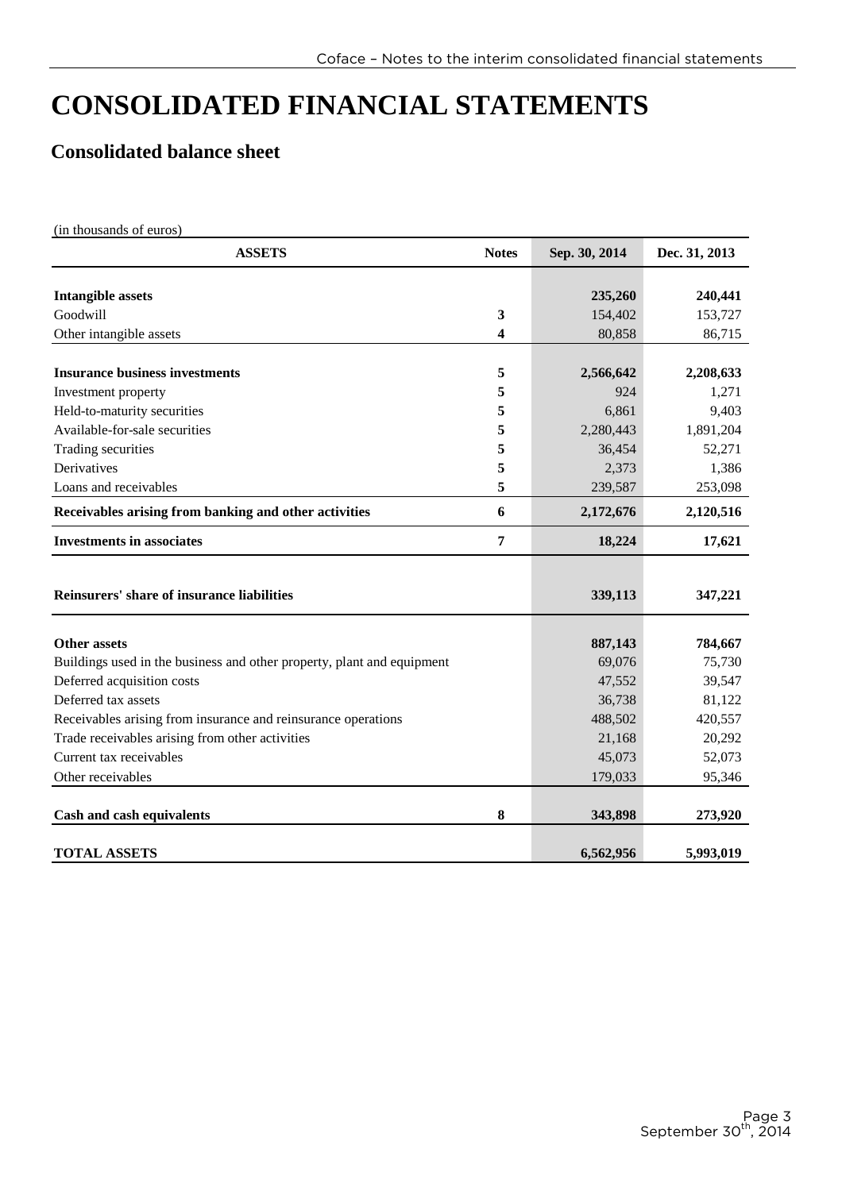# CONSOLIDATED FINANCIAL STATEMENTS

## Consolidated balance sheet

(in thousands of euros)

| ASSETS | Notes | Sep. 30, 2014 | Dec. 31, 2013 |
|---|---|---|---|
| **Intangible assets** | | **235,260** | **240,441** |
| Goodwill | 3 | 154,402 | 153,727 |
| Other intangible assets | 4 | 80,858 | 86,715 |
| **Insurance business investments** | 5 | **2,566,642** | **2,208,633** |
| Investment property | 5 | 924 | 1,271 |
| Held-to-maturity securities | 5 | 6,861 | 9,403 |
| Available-for-sale securities | 5 | 2,280,443 | 1,891,204 |
| Trading securities | 5 | 36,454 | 52,271 |
| Derivatives | 5 | 2,373 | 1,386 |
| Loans and receivables | 5 | 239,587 | 253,098 |
| **Receivables arising from banking and other activities** | 6 | **2,172,676** | **2,120,516** |
| **Investments in associates** | 7 | **18,224** | **17,621** |
| **Reinsurers' share of insurance liabilities** | | **339,113** | **347,221** |
| **Other assets** | | **887,143** | **784,667** |
| Buildings used in the business and other property, plant and equipment | | 69,076 | 75,730 |
| Deferred acquisition costs | | 47,552 | 39,547 |
| Deferred tax assets | | 36,738 | 81,122 |
| Receivables arising from insurance and reinsurance operations | | 488,502 | 420,557 |
| Trade receivables arising from other activities | | 21,168 | 20,292 |
| Current tax receivables | | 45,073 | 52,073 |
| Other receivables | | 179,033 | 95,346 |
| **Cash and cash equivalents** | 8 | **343,898** | **273,920** |
| **TOTAL ASSETS** | | **6,562,956** | **5,993,019** |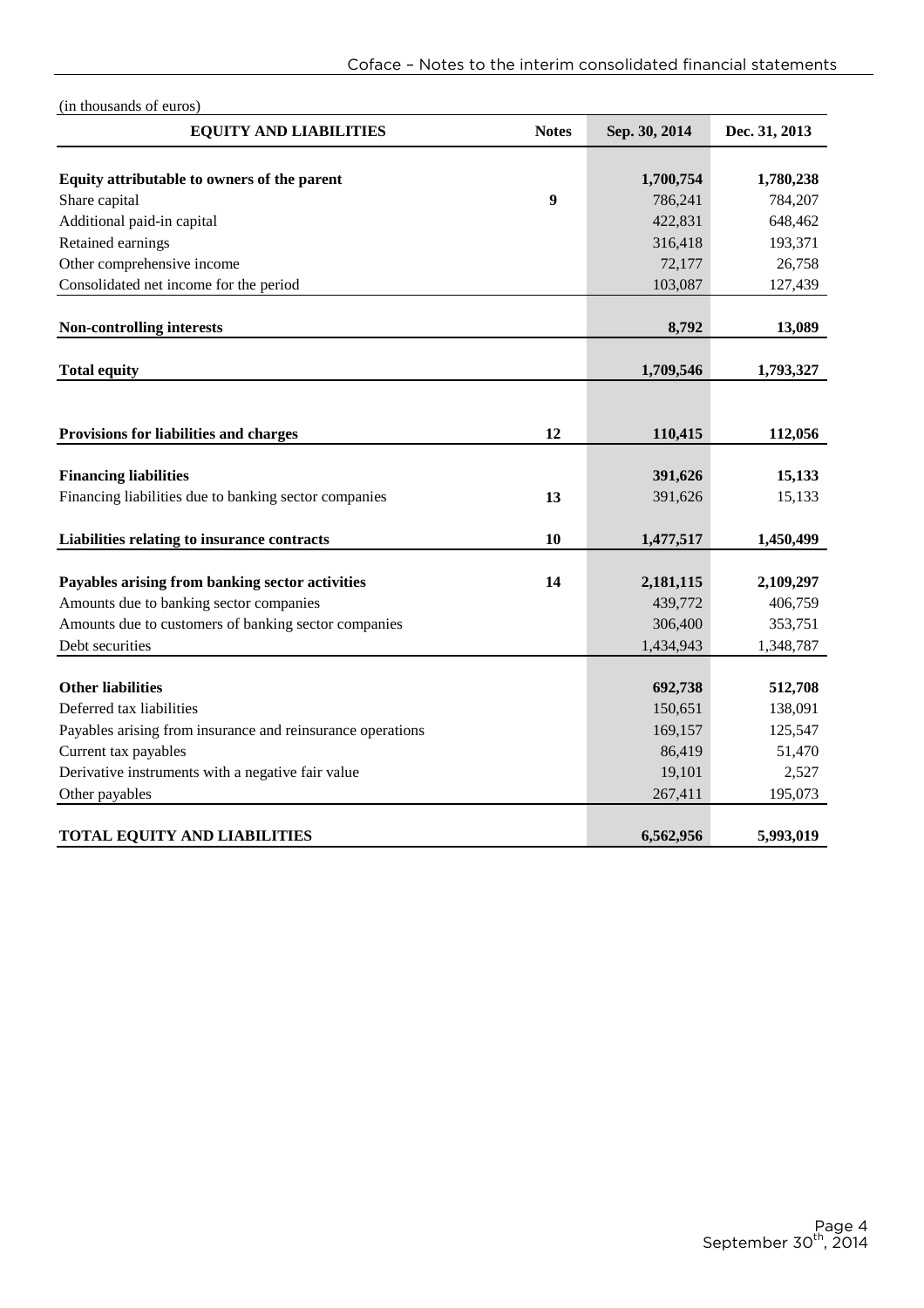(in thousands of euros)

| EQUITY AND LIABILITIES | Notes | Sep. 30, 2014 | Dec. 31, 2013 |
|---|---|---|---|
| **Equity attributable to owners of the parent** | | **1,700,754** | **1,780,238** |
| Share capital | **9** | 786,241 | 784,207 |
| Additional paid-in capital | | 422,831 | 648,462 |
| Retained earnings | | 316,418 | 193,371 |
| Other comprehensive income | | 72,177 | 26,758 |
| Consolidated net income for the period | | 103,087 | 127,439 |
| **Non-controlling interests** | | **8,792** | **13,089** |
| **Total equity** | | **1,709,546** | **1,793,327** |
| **Provisions for liabilities and charges** | **12** | **110,415** | **112,056** |
| **Financing liabilities** | | **391,626** | **15,133** |
| Financing liabilities due to banking sector companies | **13** | 391,626 | 15,133 |
| **Liabilities relating to insurance contracts** | **10** | **1,477,517** | **1,450,499** |
| **Payables arising from banking sector activities** | **14** | **2,181,115** | **2,109,297** |
| Amounts due to banking sector companies | | 439,772 | 406,759 |
| Amounts due to customers of banking sector companies | | 306,400 | 353,751 |
| Debt securities | | 1,434,943 | 1,348,787 |
| **Other liabilities** | | **692,738** | **512,708** |
| Deferred tax liabilities | | 150,651 | 138,091 |
| Payables arising from insurance and reinsurance operations | | 169,157 | 125,547 |
| Current tax payables | | 86,419 | 51,470 |
| Derivative instruments with a negative fair value | | 19,101 | 2,527 |
| Other payables | | 267,411 | 195,073 |
| **TOTAL EQUITY AND LIABILITIES** | | **6,562,956** | **5,993,019** |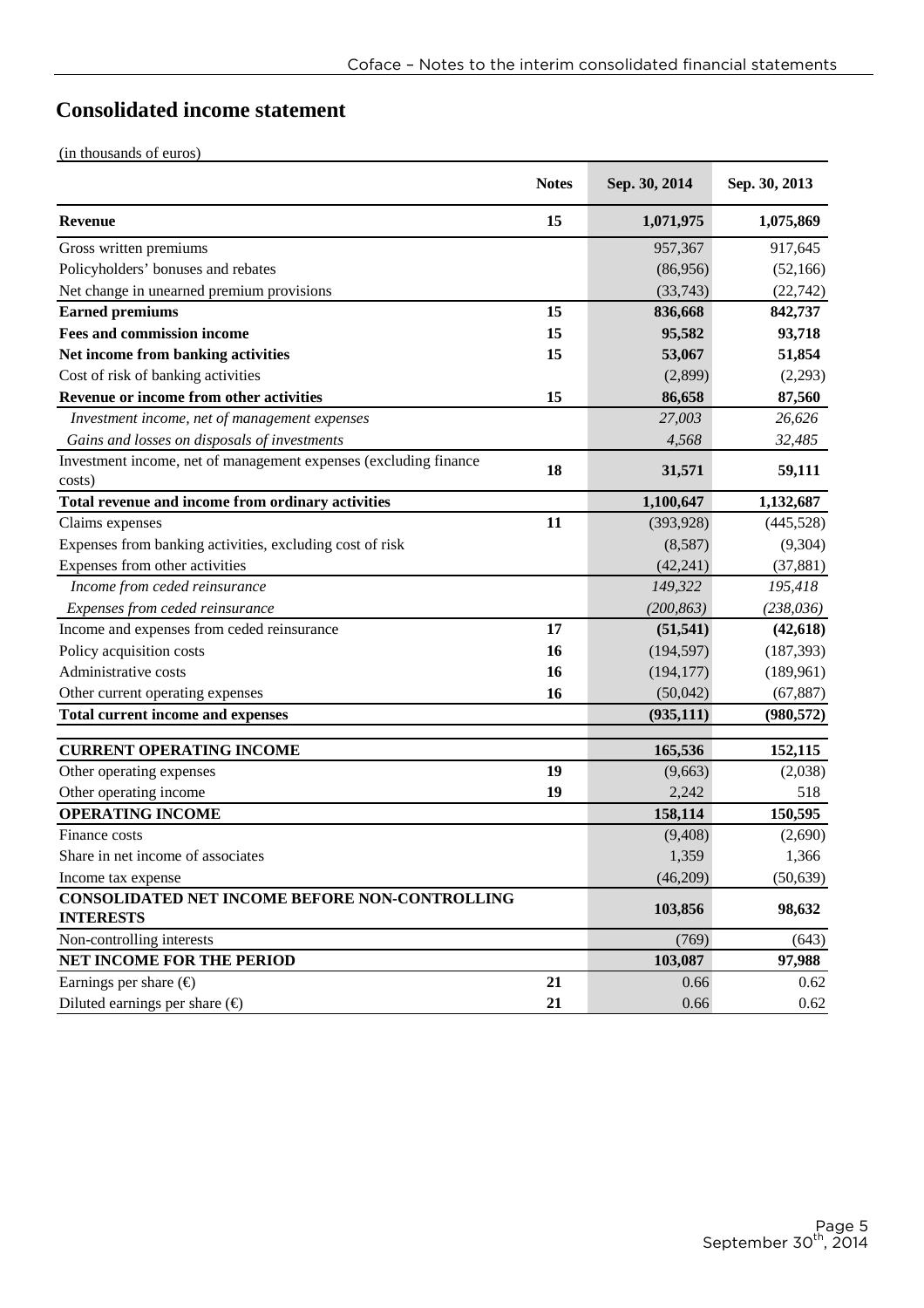# Consolidated income statement

(in thousands of euros)

| | Notes | Sep. 30, 2014 | Sep. 30, 2013 |
|---|---|---|---|
| **Revenue** | **15** | **1,071,975** | **1,075,869** |
| Gross written premiums | | 957,367 | 917,645 |
| Policyholders' bonuses and rebates | | (86,956) | (52,166) |
| Net change in unearned premium provisions | | (33,743) | (22,742) |
| **Earned premiums** | **15** | **836,668** | **842,737** |
| **Fees and commission income** | **15** | **95,582** | **93,718** |
| **Net income from banking activities** | **15** | **53,067** | **51,854** |
| Cost of risk of banking activities | | (2,899) | (2,293) |
| **Revenue or income from other activities** | **15** | **86,658** | **87,560** |
| *Investment income, net of management expenses* | | *27,003* | *26,626* |
| *Gains and losses on disposals of investments* | | *4,568* | *32,485* |
| Investment income, net of management expenses (excluding finance costs) | **18** | **31,571** | **59,111** |
| **Total revenue and income from ordinary activities** | | **1,100,647** | **1,132,687** |
| Claims expenses | **11** | (393,928) | (445,528) |
| Expenses from banking activities, excluding cost of risk | | (8,587) | (9,304) |
| Expenses from other activities | | (42,241) | (37,881) |
| *Income from ceded reinsurance* | | *149,322* | *195,418* |
| *Expenses from ceded reinsurance* | | *(200,863)* | *(238,036)* |
| Income and expenses from ceded reinsurance | **17** | **(51,541)** | **(42,618)** |
| Policy acquisition costs | **16** | (194,597) | (187,393) |
| Administrative costs | **16** | (194,177) | (189,961) |
| Other current operating expenses | **16** | (50,042) | (67,887) |
| **Total current income and expenses** | | **(935,111)** | **(980,572)** |
| **CURRENT OPERATING INCOME** | | **165,536** | **152,115** |
| Other operating expenses | **19** | (9,663) | (2,038) |
| Other operating income | **19** | 2,242 | 518 |
| **OPERATING INCOME** | | **158,114** | **150,595** |
| Finance costs | | (9,408) | (2,690) |
| Share in net income of associates | | 1,359 | 1,366 |
| Income tax expense | | (46,209) | (50,639) |
| **CONSOLIDATED NET INCOME BEFORE NON-CONTROLLING INTERESTS** | | **103,856** | **98,632** |
| Non-controlling interests | | (769) | (643) |
| **NET INCOME FOR THE PERIOD** | | **103,087** | **97,988** |
| Earnings per share (€) | **21** | 0.66 | 0.62 |
| Diluted earnings per share (€) | **21** | 0.66 | 0.62 |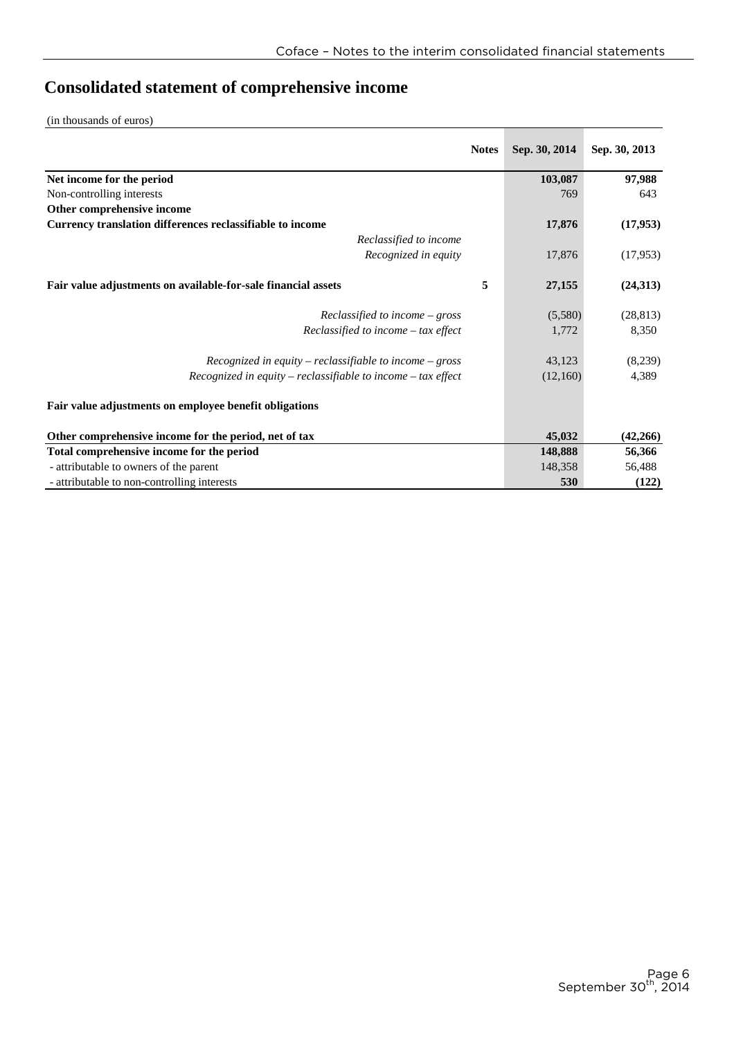# Consolidated statement of comprehensive income

(in thousands of euros)

| | Notes | Sep. 30, 2014 | Sep. 30, 2013 |
|---|---|---|---|
| **Net income for the period** | | **103,087** | **97,988** |
| Non-controlling interests | | 769 | 643 |
| **Other comprehensive income** | | | |
| **Currency translation differences reclassifiable to income** | | **17,876** | **(17,953)** |
| *Reclassified to income* | | | |
| *Recognized in equity* | | 17,876 | (17,953) |
| **Fair value adjustments on available-for-sale financial assets** | **5** | **27,155** | **(24,313)** |
| *Reclassified to income – gross* | | (5,580) | (28,813) |
| *Reclassified to income – tax effect* | | 1,772 | 8,350 |
| *Recognized in equity – reclassifiable to income – gross* | | 43,123 | (8,239) |
| *Recognized in equity – reclassifiable to income – tax effect* | | (12,160) | 4,389 |
| **Fair value adjustments on employee benefit obligations** | | | |
| **Other comprehensive income for the period, net of tax** | | **45,032** | **(42,266)** |
| **Total comprehensive income for the period** | | **148,888** | **56,366** |
| - attributable to owners of the parent | | 148,358 | 56,488 |
| - attributable to non-controlling interests | | **530** | **(122)** |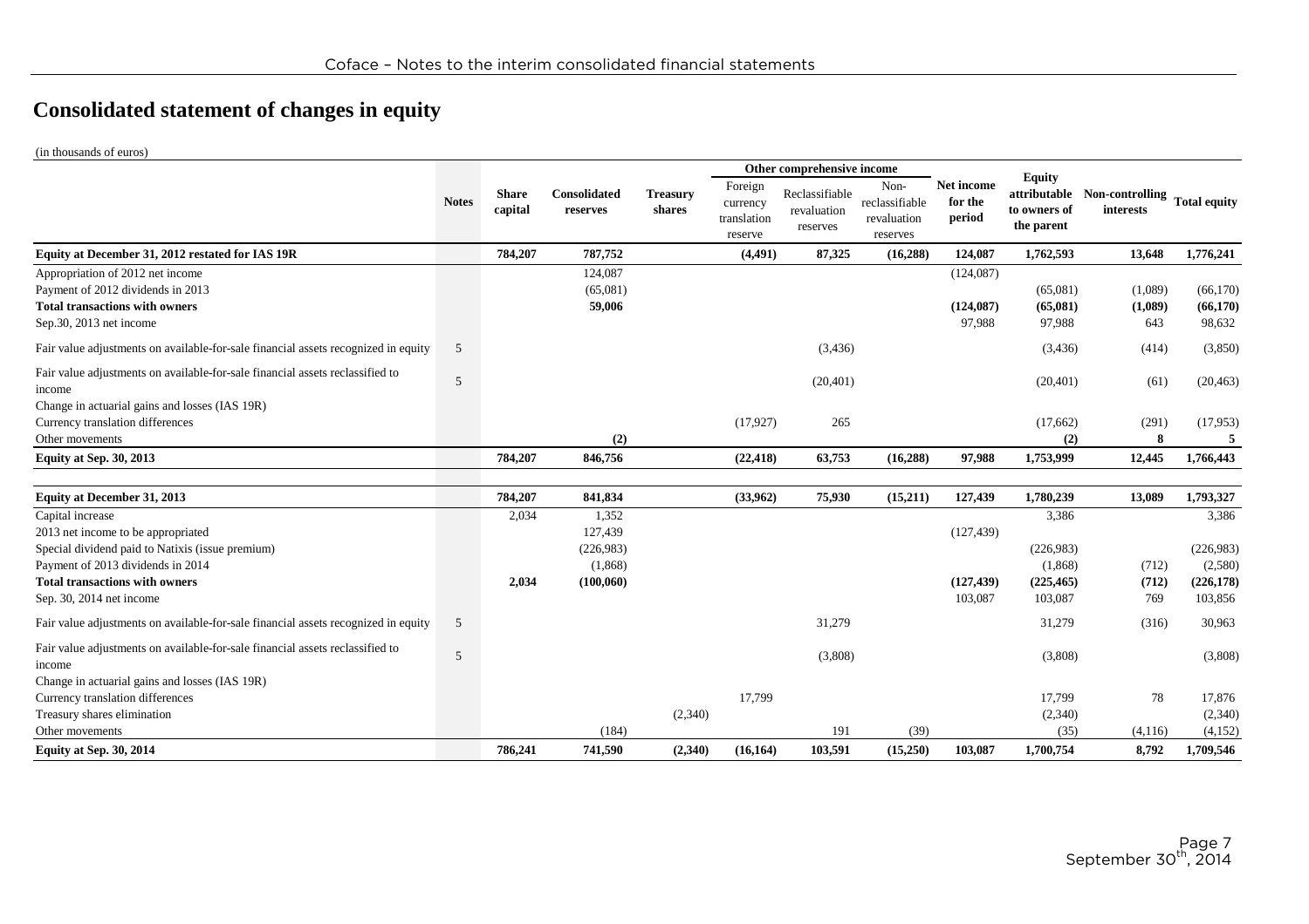# Consolidated statement of changes in equity

(in thousands of euros)

| | Notes | Share capital | Consolidated reserves | Treasury shares | Other comprehensive income | | | Net income for the period | Equity attributable to owners of the parent | Non-controlling interests | Total equity |
|---|---|---|---|---|---|---|---|---|---|---|---|
| | | | | | Foreign currency translation reserve | Reclassifiable revaluation reserves | Non-reclassifiable revaluation reserves | | | | |
| **Equity at December 31, 2012 restated for IAS 19R** | | **784,207** | **787,752** | | **(4,491)** | **87,325** | **(16,288)** | **124,087** | **1,762,593** | **13,648** | **1,776,241** |
| Appropriation of 2012 net income | | | 124,087 | | | | | (124,087) | | | |
| Payment of 2012 dividends in 2013 | | | (65,081) | | | | | | (65,081) | (1,089) | (66,170) |
| **Total transactions with owners** | | | **59,006** | | | | | **(124,087)** | **(65,081)** | **(1,089)** | **(66,170)** |
| Sep.30, 2013 net income | | | | | | | | 97,988 | 97,988 | 643 | 98,632 |
| Fair value adjustments on available-for-sale financial assets recognized in equity | 5 | | | | | (3,436) | | | (3,436) | (414) | (3,850) |
| Fair value adjustments on available-for-sale financial assets reclassified to income | 5 | | | | | (20,401) | | | (20,401) | (61) | (20,463) |
| Change in actuarial gains and losses (IAS 19R) | | | | | | | | | | | |
| Currency translation differences | | | | | (17,927) | 265 | | | (17,662) | (291) | (17,953) |
| Other movements | | | **(2)** | | | | | | **(2)** | **8** | **5** |
| **Equity at Sep. 30, 2013** | | **784,207** | **846,756** | | **(22,418)** | **63,753** | **(16,288)** | **97,988** | **1,753,999** | **12,445** | **1,766,443** |
| | | | | | | | | | | | |
| **Equity at December 31, 2013** | | **784,207** | **841,834** | | **(33,962)** | **75,930** | **(15,211)** | **127,439** | **1,780,239** | **13,089** | **1,793,327** |
| Capital increase | | 2,034 | 1,352 | | | | | | 3,386 | | 3,386 |
| 2013 net income to be appropriated | | | 127,439 | | | | | (127,439) | | | |
| Special dividend paid to Natixis (issue premium) | | | (226,983) | | | | | | (226,983) | | (226,983) |
| Payment of 2013 dividends in 2014 | | | (1,868) | | | | | | (1,868) | (712) | (2,580) |
| **Total transactions with owners** | | **2,034** | **(100,060)** | | | | | **(127,439)** | **(225,465)** | **(712)** | **(226,178)** |
| Sep. 30, 2014 net income | | | | | | | | 103,087 | 103,087 | 769 | 103,856 |
| Fair value adjustments on available-for-sale financial assets recognized in equity | 5 | | | | | 31,279 | | | 31,279 | (316) | 30,963 |
| Fair value adjustments on available-for-sale financial assets reclassified to income | 5 | | | | | (3,808) | | | (3,808) | | (3,808) |
| Change in actuarial gains and losses (IAS 19R) | | | | | | | | | | | |
| Currency translation differences | | | | | 17,799 | | | | 17,799 | 78 | 17,876 |
| Treasury shares elimination | | | | (2,340) | | | | | (2,340) | | (2,340) |
| Other movements | | | (184) | | | 191 | (39) | | (35) | (4,116) | (4,152) |
| **Equity at Sep. 30, 2014** | | **786,241** | **741,590** | **(2,340)** | **(16,164)** | **103,591** | **(15,250)** | **103,087** | **1,700,754** | **8,792** | **1,709,546** |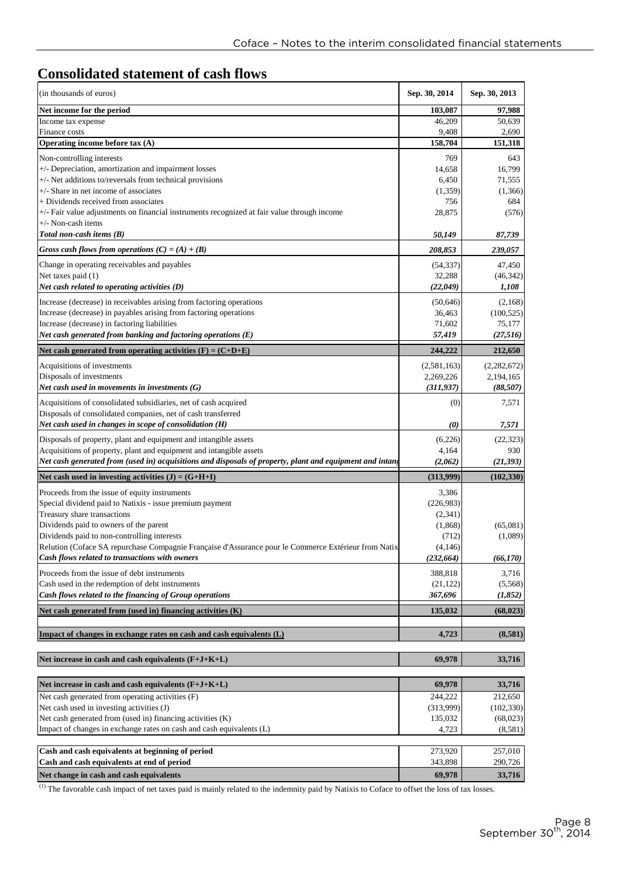# Consolidated statement of cash flows

| (in thousands of euros) | Sep. 30, 2014 | Sep. 30, 2013 |
|---|---|---|
| **Net income for the period** | **103,087** | **97,988** |
| Income tax expense | 46,209 | 50,639 |
| Finance costs | 9,408 | 2,690 |
| **Operating income before tax (A)** | **158,704** | **151,318** |
| Non-controlling interests | 769 | 643 |
| +/- Depreciation, amortization and impairment losses | 14,658 | 16,799 |
| +/- Net additions to/reversals from technical provisions | 6,450 | 71,555 |
| +/- Share in net income of associates | (1,359) | (1,366) |
| + Dividends received from associates | 756 | 684 |
| +/- Fair value adjustments on financial instruments recognized at fair value through income | 28,875 | (576) |
| +/- Non-cash items | | |
| ***Total non-cash items (B)*** | ***50,149*** | ***87,739*** |
| ***Gross cash flows from operations (C) = (A) + (B)*** | ***208,853*** | ***239,057*** |
| Change in operating receivables and payables | (54,337) | 47,450 |
| Net taxes paid (1) | 32,288 | (46,342) |
| ***Net cash related to operating activities (D)*** | ***(22,049)*** | ***1,108*** |
| Increase (decrease) in receivables arising from factoring operations | (50,646) | (2,168) |
| Increase (decrease) in payables arising from factoring operations | 36,463 | (100,525) |
| Increase (decrease) in factoring liabilities | 71,602 | 75,177 |
| ***Net cash generated from banking and factoring operations (E)*** | ***57,419*** | ***(27,516)*** |
| **Net cash generated from operating activities (F) = (C+D+E)** | **244,222** | **212,650** |
| Acquisitions of investments | (2,581,163) | (2,282,672) |
| Disposals of investments | 2,269,226 | 2,194,165 |
| ***Net cash used in movements in investments (G)*** | ***(311,937)*** | ***(88,507)*** |
| Acquisitions of consolidated subsidiaries, net of cash acquired | (0) | 7,571 |
| Disposals of consolidated companies, net of cash transferred | | |
| ***Net cash used in changes in scope of consolidation (H)*** | ***(0)*** | ***7,571*** |
| Disposals of property, plant and equipment and intangible assets | (6,226) | (22,323) |
| Acquisitions of property, plant and equipment and intangible assets | 4,164 | 930 |
| ***Net cash generated from (used in) acquisitions and disposals of property, plant and equipment and intang*** | ***(2,062)*** | ***(21,393)*** |
| **Net cash used in investing activities (J) = (G+H+I)** | **(313,999)** | **(102,330)** |
| Proceeds from the issue of equity instruments | 3,386 | |
| Special dividend paid to Natixis - issue premium payment | (226,983) | |
| Treasury share transactions | (2,341) | |
| Dividends paid to owners of the parent | (1,868) | (65,081) |
| Dividends paid to non-controlling interests | (712) | (1,089) |
| Relution (Coface SA repurchase Compagnie Française d'Assurance pour le Commerce Extérieur from Natix | (4,146) | |
| ***Cash flows related to transactions with owners*** | ***(232,664)*** | ***(66,170)*** |
| Proceeds from the issue of debt instruments | 388,818 | 3,716 |
| Cash used in the redemption of debt instruments | (21,122) | (5,568) |
| ***Cash flows related to the financing of Group operations*** | ***367,696*** | ***(1,852)*** |
| **Net cash generated from (used in) financing activities (K)** | **135,032** | **(68,023)** |
| **Impact of changes in exchange rates on cash and cash equivalents (L)** | **4,723** | **(8,581)** |
| **Net increase in cash and cash equivalents (F+J+K+L)** | **69,978** | **33,716** |
| **Net increase in cash and cash equivalents (F+J+K+L)** | **69,978** | **33,716** |
| Net cash generated from operating activities (F) | 244,222 | 212,650 |
| Net cash used in investing activities (J) | (313,999) | (102,330) |
| Net cash generated from (used in) financing activities (K) | 135,032 | (68,023) |
| Impact of changes in exchange rates on cash and cash equivalents (L) | 4,723 | (8,581) |
| **Cash and cash equivalents at beginning of period** | 273,920 | 257,010 |
| **Cash and cash equivalents at end of period** | 343,898 | 290,726 |
| **Net change in cash and cash equivalents** | **69,978** | **33,716** |

(1) The favorable cash impact of net taxes paid is mainly related to the indemnity paid by Natixis to Coface to offset the loss of tax losses.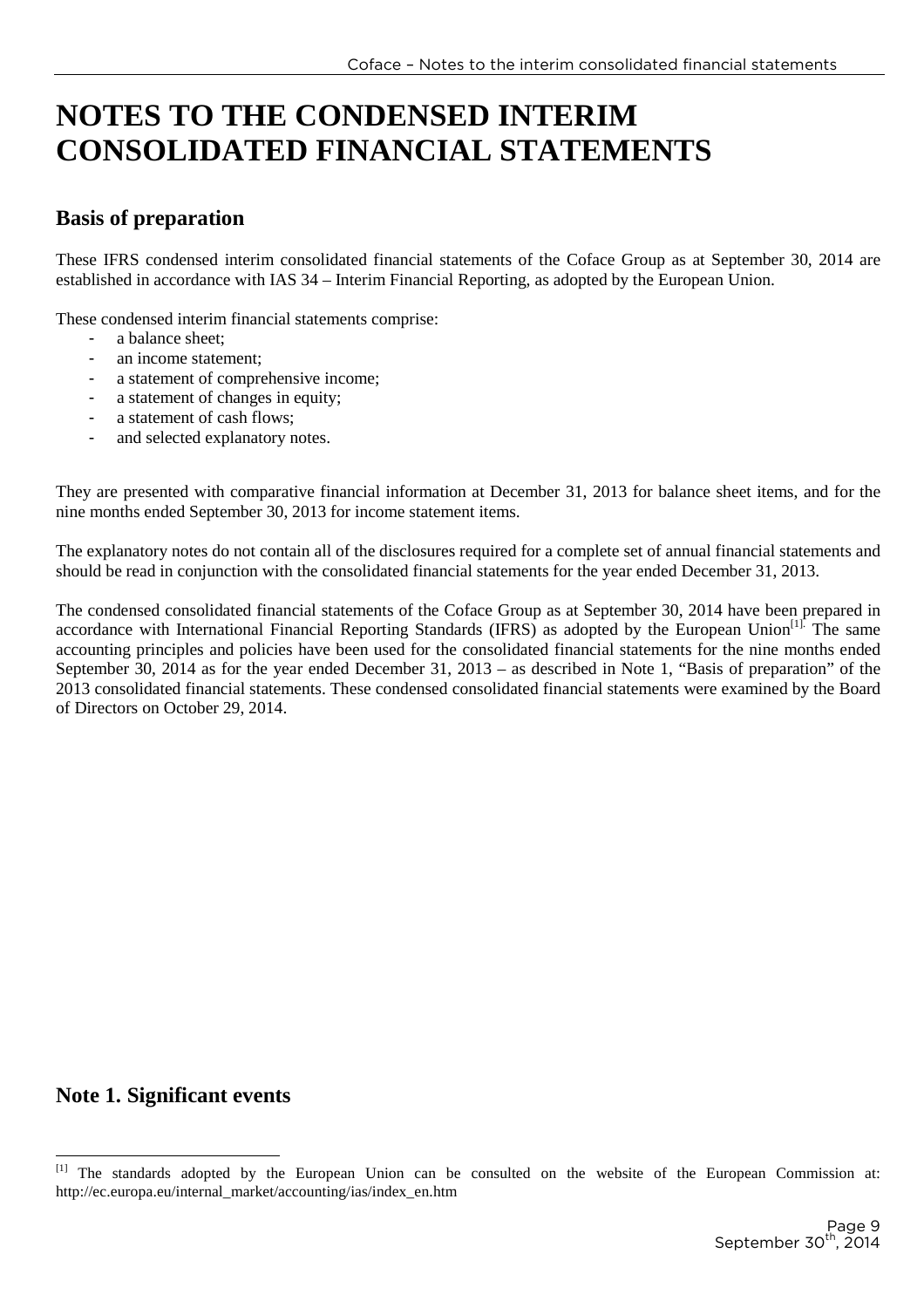# NOTES TO THE CONDENSED INTERIM CONSOLIDATED FINANCIAL STATEMENTS

## Basis of preparation

These IFRS condensed interim consolidated financial statements of the Coface Group as at September 30, 2014 are established in accordance with IAS 34 – Interim Financial Reporting, as adopted by the European Union.

These condensed interim financial statements comprise:

- a balance sheet;
- an income statement;
- a statement of comprehensive income;
- a statement of changes in equity;
- a statement of cash flows;
- and selected explanatory notes.

They are presented with comparative financial information at December 31, 2013 for balance sheet items, and for the nine months ended September 30, 2013 for income statement items.

The explanatory notes do not contain all of the disclosures required for a complete set of annual financial statements and should be read in conjunction with the consolidated financial statements for the year ended December 31, 2013.

The condensed consolidated financial statements of the Coface Group as at September 30, 2014 have been prepared in accordance with International Financial Reporting Standards (IFRS) as adopted by the European Union[1]. The same accounting principles and policies have been used for the consolidated financial statements for the nine months ended September 30, 2014 as for the year ended December 31, 2013 – as described in Note 1, "Basis of preparation" of the 2013 consolidated financial statements. These condensed consolidated financial statements were examined by the Board of Directors on October 29, 2014.

## Note 1. Significant events

[1] The standards adopted by the European Union can be consulted on the website of the European Commission at: http://ec.europa.eu/internal_market/accounting/ias/index_en.htm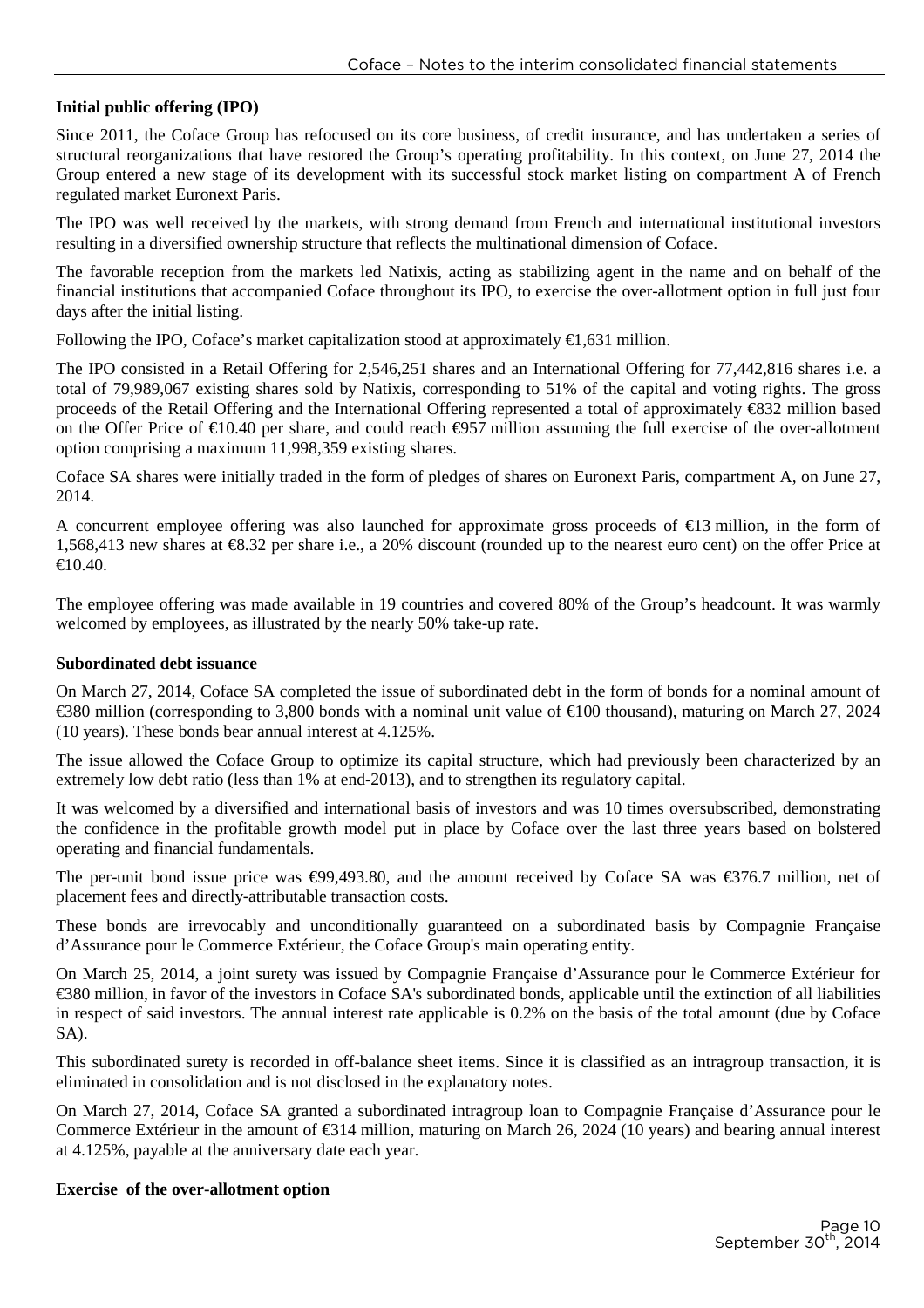### Initial public offering (IPO)

Since 2011, the Coface Group has refocused on its core business, of credit insurance, and has undertaken a series of structural reorganizations that have restored the Group's operating profitability. In this context, on June 27, 2014 the Group entered a new stage of its development with its successful stock market listing on compartment A of French regulated market Euronext Paris.

The IPO was well received by the markets, with strong demand from French and international institutional investors resulting in a diversified ownership structure that reflects the multinational dimension of Coface.

The favorable reception from the markets led Natixis, acting as stabilizing agent in the name and on behalf of the financial institutions that accompanied Coface throughout its IPO, to exercise the over-allotment option in full just four days after the initial listing.

Following the IPO, Coface's market capitalization stood at approximately €1,631 million.

The IPO consisted in a Retail Offering for 2,546,251 shares and an International Offering for 77,442,816 shares i.e. a total of 79,989,067 existing shares sold by Natixis, corresponding to 51% of the capital and voting rights. The gross proceeds of the Retail Offering and the International Offering represented a total of approximately €832 million based on the Offer Price of €10.40 per share, and could reach €957 million assuming the full exercise of the over-allotment option comprising a maximum 11,998,359 existing shares.

Coface SA shares were initially traded in the form of pledges of shares on Euronext Paris, compartment A, on June 27, 2014.

A concurrent employee offering was also launched for approximate gross proceeds of €13 million, in the form of 1,568,413 new shares at €8.32 per share i.e., a 20% discount (rounded up to the nearest euro cent) on the offer Price at €10.40.

The employee offering was made available in 19 countries and covered 80% of the Group's headcount. It was warmly welcomed by employees, as illustrated by the nearly 50% take-up rate.

### Subordinated debt issuance

On March 27, 2014, Coface SA completed the issue of subordinated debt in the form of bonds for a nominal amount of €380 million (corresponding to 3,800 bonds with a nominal unit value of €100 thousand), maturing on March 27, 2024 (10 years). These bonds bear annual interest at 4.125%.

The issue allowed the Coface Group to optimize its capital structure, which had previously been characterized by an extremely low debt ratio (less than 1% at end-2013), and to strengthen its regulatory capital.

It was welcomed by a diversified and international basis of investors and was 10 times oversubscribed, demonstrating the confidence in the profitable growth model put in place by Coface over the last three years based on bolstered operating and financial fundamentals.

The per-unit bond issue price was €99,493.80, and the amount received by Coface SA was €376.7 million, net of placement fees and directly-attributable transaction costs.

These bonds are irrevocably and unconditionally guaranteed on a subordinated basis by Compagnie Française d'Assurance pour le Commerce Extérieur, the Coface Group's main operating entity.

On March 25, 2014, a joint surety was issued by Compagnie Française d'Assurance pour le Commerce Extérieur for €380 million, in favor of the investors in Coface SA's subordinated bonds, applicable until the extinction of all liabilities in respect of said investors. The annual interest rate applicable is 0.2% on the basis of the total amount (due by Coface SA).

This subordinated surety is recorded in off-balance sheet items. Since it is classified as an intragroup transaction, it is eliminated in consolidation and is not disclosed in the explanatory notes.

On March 27, 2014, Coface SA granted a subordinated intragroup loan to Compagnie Française d'Assurance pour le Commerce Extérieur in the amount of €314 million, maturing on March 26, 2024 (10 years) and bearing annual interest at 4.125%, payable at the anniversary date each year.

### Exercise of the over-allotment option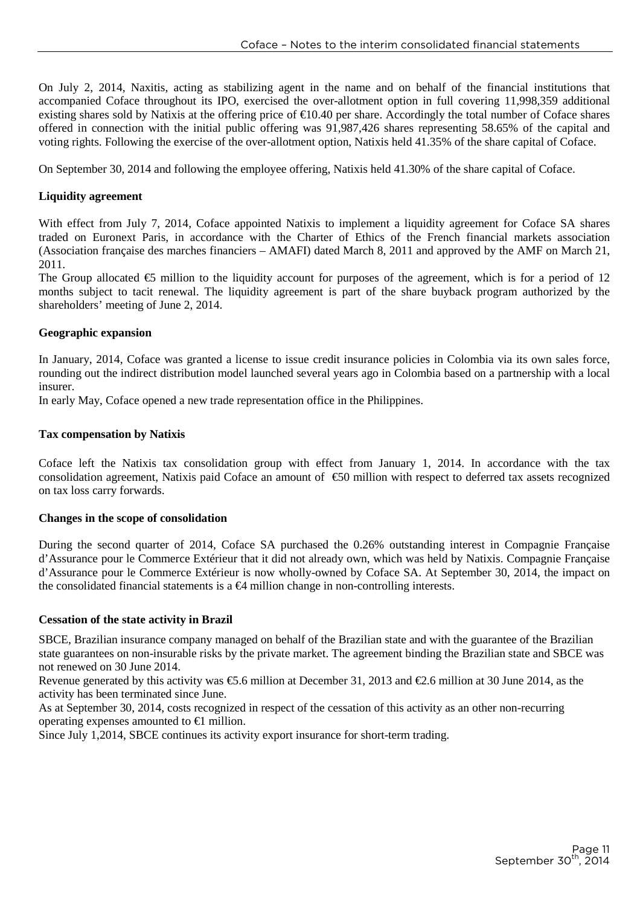On July 2, 2014, Naxitis, acting as stabilizing agent in the name and on behalf of the financial institutions that accompanied Coface throughout its IPO, exercised the over-allotment option in full covering 11,998,359 additional existing shares sold by Natixis at the offering price of €10.40 per share. Accordingly the total number of Coface shares offered in connection with the initial public offering was 91,987,426 shares representing 58.65% of the capital and voting rights. Following the exercise of the over-allotment option, Natixis held 41.35% of the share capital of Coface.

On September 30, 2014 and following the employee offering, Natixis held 41.30% of the share capital of Coface.

**Liquidity agreement**

With effect from July 7, 2014, Coface appointed Natixis to implement a liquidity agreement for Coface SA shares traded on Euronext Paris, in accordance with the Charter of Ethics of the French financial markets association (Association française des marches financiers – AMAFI) dated March 8, 2011 and approved by the AMF on March 21, 2011.

The Group allocated €5 million to the liquidity account for purposes of the agreement, which is for a period of 12 months subject to tacit renewal. The liquidity agreement is part of the share buyback program authorized by the shareholders' meeting of June 2, 2014.

**Geographic expansion**

In January, 2014, Coface was granted a license to issue credit insurance policies in Colombia via its own sales force, rounding out the indirect distribution model launched several years ago in Colombia based on a partnership with a local insurer.

In early May, Coface opened a new trade representation office in the Philippines.

**Tax compensation by Natixis**

Coface left the Natixis tax consolidation group with effect from January 1, 2014. In accordance with the tax consolidation agreement, Natixis paid Coface an amount of €50 million with respect to deferred tax assets recognized on tax loss carry forwards.

**Changes in the scope of consolidation**

During the second quarter of 2014, Coface SA purchased the 0.26% outstanding interest in Compagnie Française d'Assurance pour le Commerce Extérieur that it did not already own, which was held by Natixis. Compagnie Française d'Assurance pour le Commerce Extérieur is now wholly-owned by Coface SA. At September 30, 2014, the impact on the consolidated financial statements is a €4 million change in non-controlling interests.

**Cessation of the state activity in Brazil**

SBCE, Brazilian insurance company managed on behalf of the Brazilian state and with the guarantee of the Brazilian state guarantees on non-insurable risks by the private market. The agreement binding the Brazilian state and SBCE was not renewed on 30 June 2014.

Revenue generated by this activity was €5.6 million at December 31, 2013 and €2.6 million at 30 June 2014, as the activity has been terminated since June.

As at September 30, 2014, costs recognized in respect of the cessation of this activity as an other non-recurring operating expenses amounted to €1 million.

Since July 1,2014, SBCE continues its activity export insurance for short-term trading.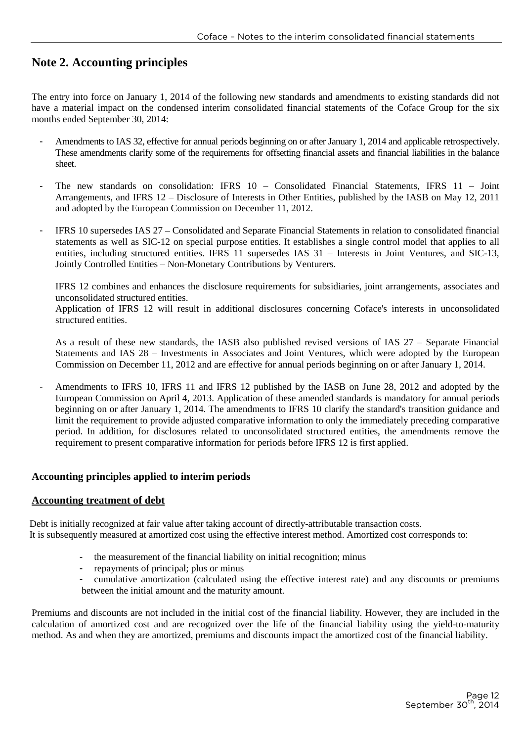## Note 2. Accounting principles

The entry into force on January 1, 2014 of the following new standards and amendments to existing standards did not have a material impact on the condensed interim consolidated financial statements of the Coface Group for the six months ended September 30, 2014:

- Amendments to IAS 32, effective for annual periods beginning on or after January 1, 2014 and applicable retrospectively. These amendments clarify some of the requirements for offsetting financial assets and financial liabilities in the balance sheet.

- The new standards on consolidation: IFRS 10 – Consolidated Financial Statements, IFRS 11 – Joint Arrangements, and IFRS 12 – Disclosure of Interests in Other Entities, published by the IASB on May 12, 2011 and adopted by the European Commission on December 11, 2012.

- IFRS 10 supersedes IAS 27 – Consolidated and Separate Financial Statements in relation to consolidated financial statements as well as SIC-12 on special purpose entities. It establishes a single control model that applies to all entities, including structured entities. IFRS 11 supersedes IAS 31 – Interests in Joint Ventures, and SIC-13, Jointly Controlled Entities – Non-Monetary Contributions by Venturers.

  IFRS 12 combines and enhances the disclosure requirements for subsidiaries, joint arrangements, associates and unconsolidated structured entities.
  Application of IFRS 12 will result in additional disclosures concerning Coface's interests in unconsolidated structured entities.

  As a result of these new standards, the IASB also published revised versions of IAS 27 – Separate Financial Statements and IAS 28 – Investments in Associates and Joint Ventures, which were adopted by the European Commission on December 11, 2012 and are effective for annual periods beginning on or after January 1, 2014.

- Amendments to IFRS 10, IFRS 11 and IFRS 12 published by the IASB on June 28, 2012 and adopted by the European Commission on April 4, 2013. Application of these amended standards is mandatory for annual periods beginning on or after January 1, 2014. The amendments to IFRS 10 clarify the standard's transition guidance and limit the requirement to provide adjusted comparative information to only the immediately preceding comparative period. In addition, for disclosures related to unconsolidated structured entities, the amendments remove the requirement to present comparative information for periods before IFRS 12 is first applied.

### Accounting principles applied to interim periods

#### Accounting treatment of debt

Debt is initially recognized at fair value after taking account of directly-attributable transaction costs.
It is subsequently measured at amortized cost using the effective interest method. Amortized cost corresponds to:

- the measurement of the financial liability on initial recognition; minus
- repayments of principal; plus or minus
- cumulative amortization (calculated using the effective interest rate) and any discounts or premiums between the initial amount and the maturity amount.

Premiums and discounts are not included in the initial cost of the financial liability. However, they are included in the calculation of amortized cost and are recognized over the life of the financial liability using the yield-to-maturity method. As and when they are amortized, premiums and discounts impact the amortized cost of the financial liability.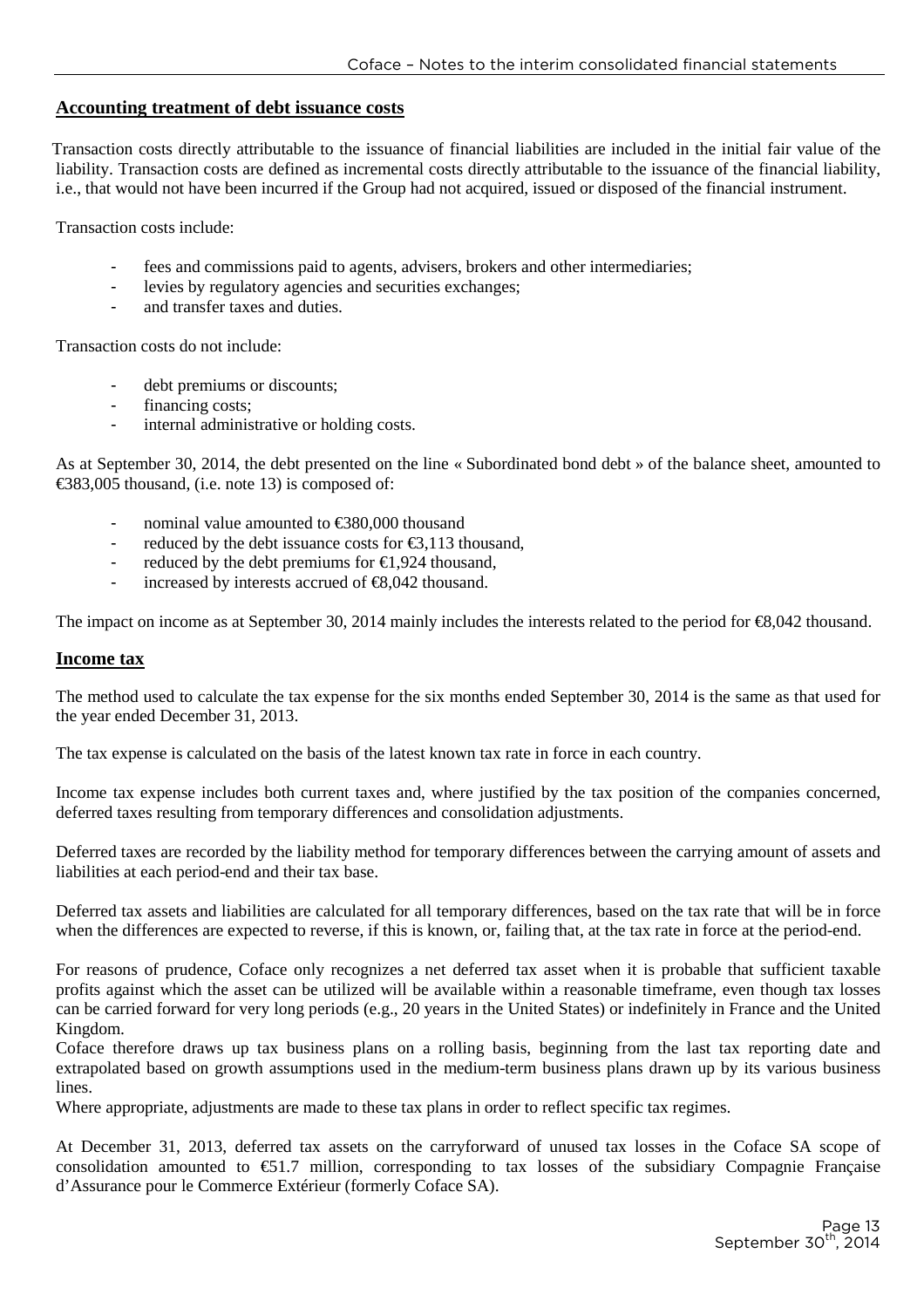## Accounting treatment of debt issuance costs

Transaction costs directly attributable to the issuance of financial liabilities are included in the initial fair value of the liability. Transaction costs are defined as incremental costs directly attributable to the issuance of the financial liability, i.e., that would not have been incurred if the Group had not acquired, issued or disposed of the financial instrument.

Transaction costs include:

- fees and commissions paid to agents, advisers, brokers and other intermediaries;
- levies by regulatory agencies and securities exchanges;
- and transfer taxes and duties.

Transaction costs do not include:

- debt premiums or discounts;
- financing costs;
- internal administrative or holding costs.

As at September 30, 2014, the debt presented on the line « Subordinated bond debt » of the balance sheet, amounted to €383,005 thousand, (i.e. note 13) is composed of:

- nominal value amounted to €380,000 thousand
- reduced by the debt issuance costs for €3,113 thousand,
- reduced by the debt premiums for €1,924 thousand,
- increased by interests accrued of €8,042 thousand.

The impact on income as at September 30, 2014 mainly includes the interests related to the period for €8,042 thousand.

## Income tax

The method used to calculate the tax expense for the six months ended September 30, 2014 is the same as that used for the year ended December 31, 2013.

The tax expense is calculated on the basis of the latest known tax rate in force in each country.

Income tax expense includes both current taxes and, where justified by the tax position of the companies concerned, deferred taxes resulting from temporary differences and consolidation adjustments.

Deferred taxes are recorded by the liability method for temporary differences between the carrying amount of assets and liabilities at each period-end and their tax base.

Deferred tax assets and liabilities are calculated for all temporary differences, based on the tax rate that will be in force when the differences are expected to reverse, if this is known, or, failing that, at the tax rate in force at the period-end.

For reasons of prudence, Coface only recognizes a net deferred tax asset when it is probable that sufficient taxable profits against which the asset can be utilized will be available within a reasonable timeframe, even though tax losses can be carried forward for very long periods (e.g., 20 years in the United States) or indefinitely in France and the United Kingdom.
Coface therefore draws up tax business plans on a rolling basis, beginning from the last tax reporting date and extrapolated based on growth assumptions used in the medium-term business plans drawn up by its various business lines.
Where appropriate, adjustments are made to these tax plans in order to reflect specific tax regimes.

At December 31, 2013, deferred tax assets on the carryforward of unused tax losses in the Coface SA scope of consolidation amounted to €51.7 million, corresponding to tax losses of the subsidiary Compagnie Française d'Assurance pour le Commerce Extérieur (formerly Coface SA).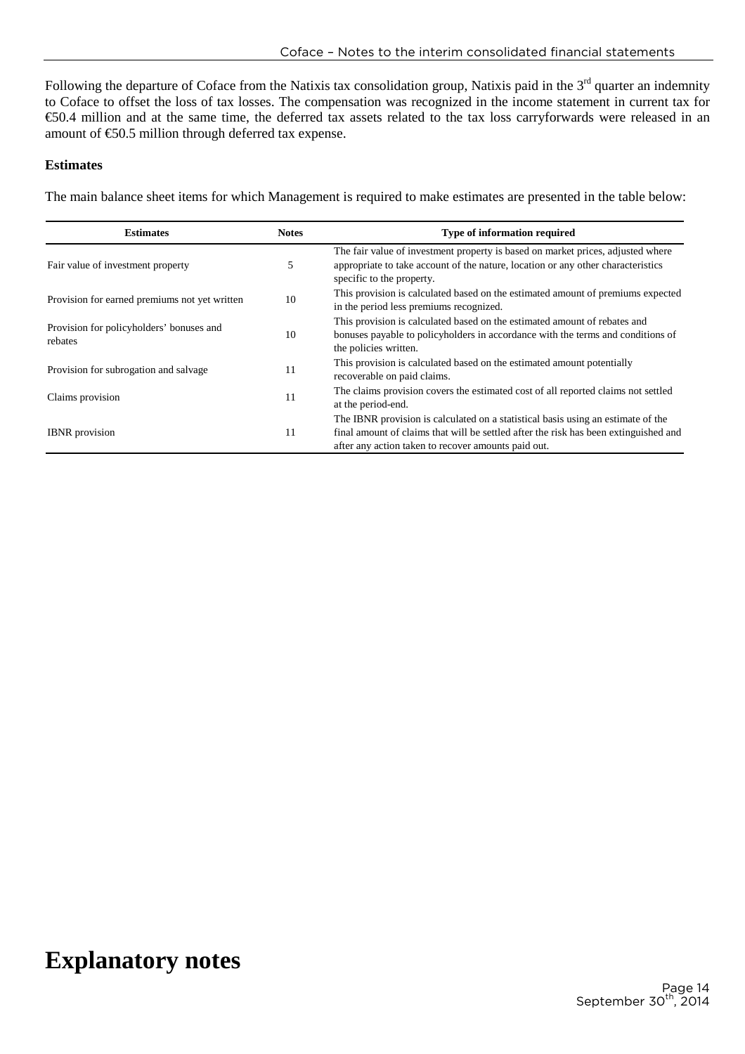Following the departure of Coface from the Natixis tax consolidation group, Natixis paid in the 3rd quarter an indemnity to Coface to offset the loss of tax losses. The compensation was recognized in the income statement in current tax for €50.4 million and at the same time, the deferred tax assets related to the tax loss carryforwards were released in an amount of €50.5 million through deferred tax expense.

### Estimates

The main balance sheet items for which Management is required to make estimates are presented in the table below:

| Estimates | Notes | Type of information required |
|---|---|---|
| Fair value of investment property | 5 | The fair value of investment property is based on market prices, adjusted where appropriate to take account of the nature, location or any other characteristics specific to the property. |
| Provision for earned premiums not yet written | 10 | This provision is calculated based on the estimated amount of premiums expected in the period less premiums recognized. |
| Provision for policyholders' bonuses and rebates | 10 | This provision is calculated based on the estimated amount of rebates and bonuses payable to policyholders in accordance with the terms and conditions of the policies written. |
| Provision for subrogation and salvage | 11 | This provision is calculated based on the estimated amount potentially recoverable on paid claims. |
| Claims provision | 11 | The claims provision covers the estimated cost of all reported claims not settled at the period-end. |
| IBNR provision | 11 | The IBNR provision is calculated on a statistical basis using an estimate of the final amount of claims that will be settled after the risk has been extinguished and after any action taken to recover amounts paid out. |

# Explanatory notes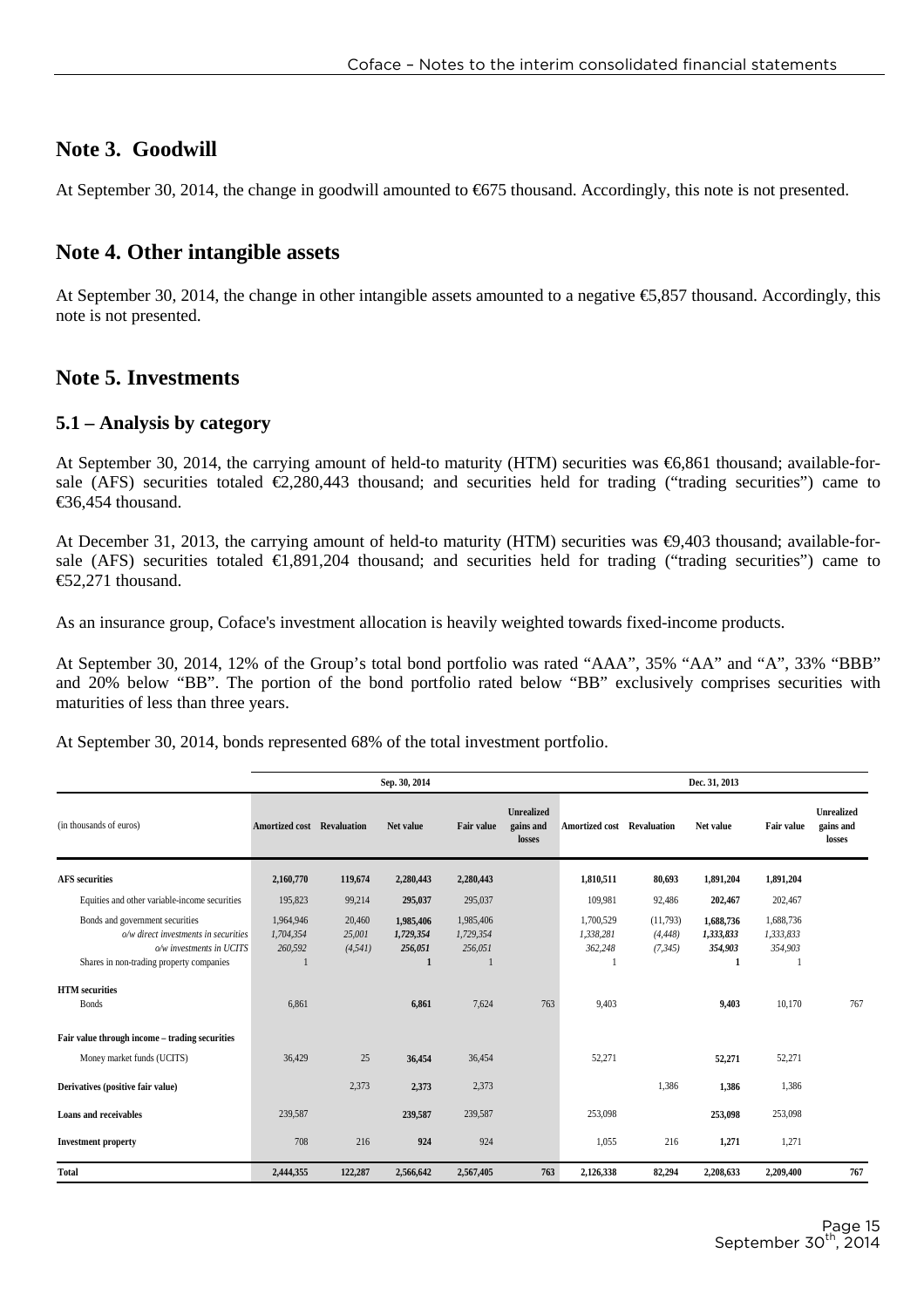## Note 3. Goodwill

At September 30, 2014, the change in goodwill amounted to €675 thousand. Accordingly, this note is not presented.

## Note 4. Other intangible assets

At September 30, 2014, the change in other intangible assets amounted to a negative €5,857 thousand. Accordingly, this note is not presented.

## Note 5. Investments

### 5.1 – Analysis by category

At September 30, 2014, the carrying amount of held-to maturity (HTM) securities was €6,861 thousand; available-for-sale (AFS) securities totaled €2,280,443 thousand; and securities held for trading ("trading securities") came to €36,454 thousand.

At December 31, 2013, the carrying amount of held-to maturity (HTM) securities was €9,403 thousand; available-for-sale (AFS) securities totaled €1,891,204 thousand; and securities held for trading ("trading securities") came to €52,271 thousand.

As an insurance group, Coface's investment allocation is heavily weighted towards fixed-income products.

At September 30, 2014, 12% of the Group's total bond portfolio was rated "AAA", 35% "AA" and "A", 33% "BBB" and 20% below "BB". The portion of the bond portfolio rated below "BB" exclusively comprises securities with maturities of less than three years.

At September 30, 2014, bonds represented 68% of the total investment portfolio.

| | Sep. 30, 2014 | | | | | Dec. 31, 2013 | | | | |
|---|---|---|---|---|---|---|---|---|---|---|
| (in thousands of euros) | Amortized cost | Revaluation | Net value | Fair value | Unrealized gains and losses | Amortized cost | Revaluation | Net value | Fair value | Unrealized gains and losses |
| **AFS securities** | **2,160,770** | **119,674** | **2,280,443** | **2,280,443** | | **1,810,511** | **80,693** | **1,891,204** | **1,891,204** | |
| Equities and other variable-income securities | 195,823 | 99,214 | **295,037** | 295,037 | | 109,981 | 92,486 | **202,467** | 202,467 | |
| Bonds and government securities | 1,964,946 | 20,460 | **1,985,406** | 1,985,406 | | 1,700,529 | (11,793) | **1,688,736** | 1,688,736 | |
| *o/w direct investments in securities* | *1,704,354* | *25,001* | ***1,729,354*** | *1,729,354* | | *1,338,281* | *(4,448)* | ***1,333,833*** | *1,333,833* | |
| *o/w investments in UCITS* | *260,592* | *(4,541)* | ***256,051*** | *256,051* | | *362,248* | *(7,345)* | ***354,903*** | *354,903* | |
| Shares in non-trading property companies | 1 | | **1** | 1 | | 1 | | **1** | 1 | |
| **HTM securities** | | | | | | | | | | |
| Bonds | 6,861 | | **6,861** | 7,624 | 763 | 9,403 | | **9,403** | 10,170 | 767 |
| **Fair value through income – trading securities** | | | | | | | | | | |
| Money market funds (UCITS) | 36,429 | 25 | **36,454** | 36,454 | | 52,271 | | **52,271** | 52,271 | |
| **Derivatives (positive fair value)** | | 2,373 | **2,373** | 2,373 | | | 1,386 | **1,386** | 1,386 | |
| **Loans and receivables** | 239,587 | | **239,587** | 239,587 | | 253,098 | | **253,098** | 253,098 | |
| **Investment property** | 708 | 216 | **924** | 924 | | 1,055 | 216 | **1,271** | 1,271 | |
| **Total** | **2,444,355** | **122,287** | **2,566,642** | **2,567,405** | **763** | **2,126,338** | **82,294** | **2,208,633** | **2,209,400** | **767** |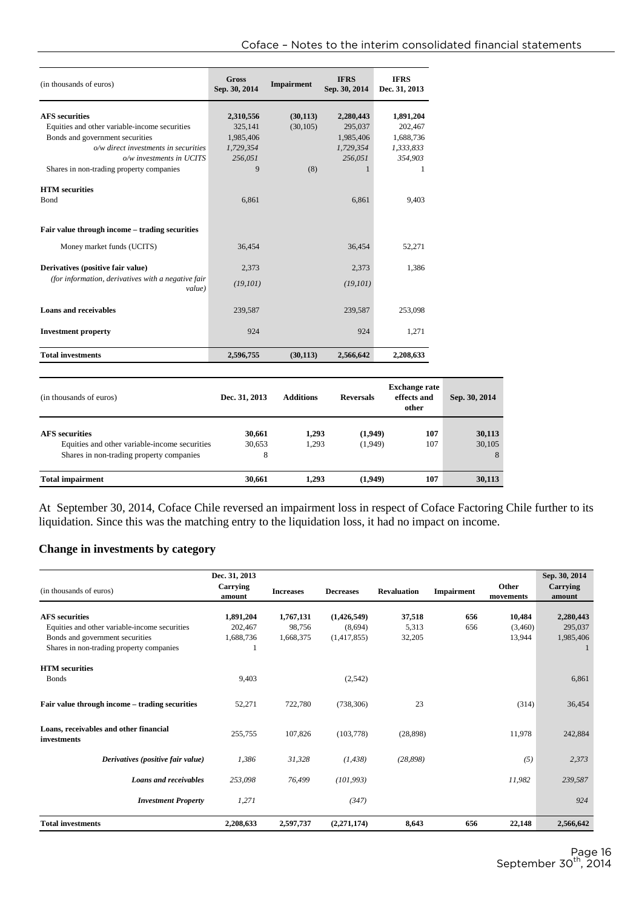| (in thousands of euros) | Gross Sep. 30, 2014 | Impairment | IFRS Sep. 30, 2014 | IFRS Dec. 31, 2013 |
|---|---|---|---|---|
| **AFS securities** | **2,310,556** | **(30,113)** | **2,280,443** | **1,891,204** |
| Equities and other variable-income securities | 325,141 | (30,105) | 295,037 | 202,467 |
| Bonds and government securities | 1,985,406 | | 1,985,406 | 1,688,736 |
| *o/w direct investments in securities* | *1,729,354* | | *1,729,354* | *1,333,833* |
| *o/w investments in UCITS* | *256,051* | | *256,051* | *354,903* |
| Shares in non-trading property companies | 9 | (8) | 1 | 1 |
| **HTM securities** | | | | |
| Bond | 6,861 | | 6,861 | 9,403 |
| **Fair value through income – trading securities** | | | | |
| Money market funds (UCITS) | 36,454 | | 36,454 | 52,271 |
| **Derivatives (positive fair value)** | 2,373 | | 2,373 | 1,386 |
| *(for information, derivatives with a negative fair value)* | *(19,101)* | | *(19,101)* | |
| **Loans and receivables** | 239,587 | | 239,587 | 253,098 |
| **Investment property** | 924 | | 924 | 1,271 |
| **Total investments** | **2,596,755** | **(30,113)** | **2,566,642** | **2,208,633** |

| (in thousands of euros) | Dec. 31, 2013 | Additions | Reversals | Exchange rate effects and other | Sep. 30, 2014 |
|---|---|---|---|---|---|
| **AFS securities** | **30,661** | **1,293** | **(1,949)** | **107** | **30,113** |
| Equities and other variable-income securities | 30,653 | 1,293 | (1,949) | 107 | 30,105 |
| Shares in non-trading property companies | 8 | | | | 8 |
| **Total impairment** | **30,661** | **1,293** | **(1,949)** | **107** | **30,113** |

At September 30, 2014, Coface Chile reversed an impairment loss in respect of Coface Factoring Chile further to its liquidation. Since this was the matching entry to the liquidation loss, it had no impact on income.

## Change in investments by category

| (in thousands of euros) | Dec. 31, 2013 Carrying amount | Increases | Decreases | Revaluation | Impairment | Other movements | Sep. 30, 2014 Carrying amount |
|---|---|---|---|---|---|---|---|
| **AFS securities** | **1,891,204** | **1,767,131** | **(1,426,549)** | **37,518** | **656** | **10,484** | **2,280,443** |
| Equities and other variable-income securities | 202,467 | 98,756 | (8,694) | 5,313 | 656 | (3,460) | 295,037 |
| Bonds and government securities | 1,688,736 | 1,668,375 | (1,417,855) | 32,205 | | 13,944 | 1,985,406 |
| Shares in non-trading property companies | 1 | | | | | | 1 |
| **HTM securities** | | | | | | | |
| Bonds | 9,403 | | (2,542) | | | | 6,861 |
| **Fair value through income – trading securities** | 52,271 | 722,780 | (738,306) | 23 | | (314) | 36,454 |
| **Loans, receivables and other financial investments** | 255,755 | 107,826 | (103,778) | (28,898) | | 11,978 | 242,884 |
| ***Derivatives (positive fair value)*** | *1,386* | *31,328* | *(1,438)* | *(28,898)* | | *(5)* | *2,373* |
| ***Loans and receivables*** | *253,098* | *76,499* | *(101,993)* | | | *11,982* | *239,587* |
| ***Investment Property*** | *1,271* | | *(347)* | | | | *924* |
| **Total investments** | **2,208,633** | **2,597,737** | **(2,271,174)** | **8,643** | **656** | **22,148** | **2,566,642** |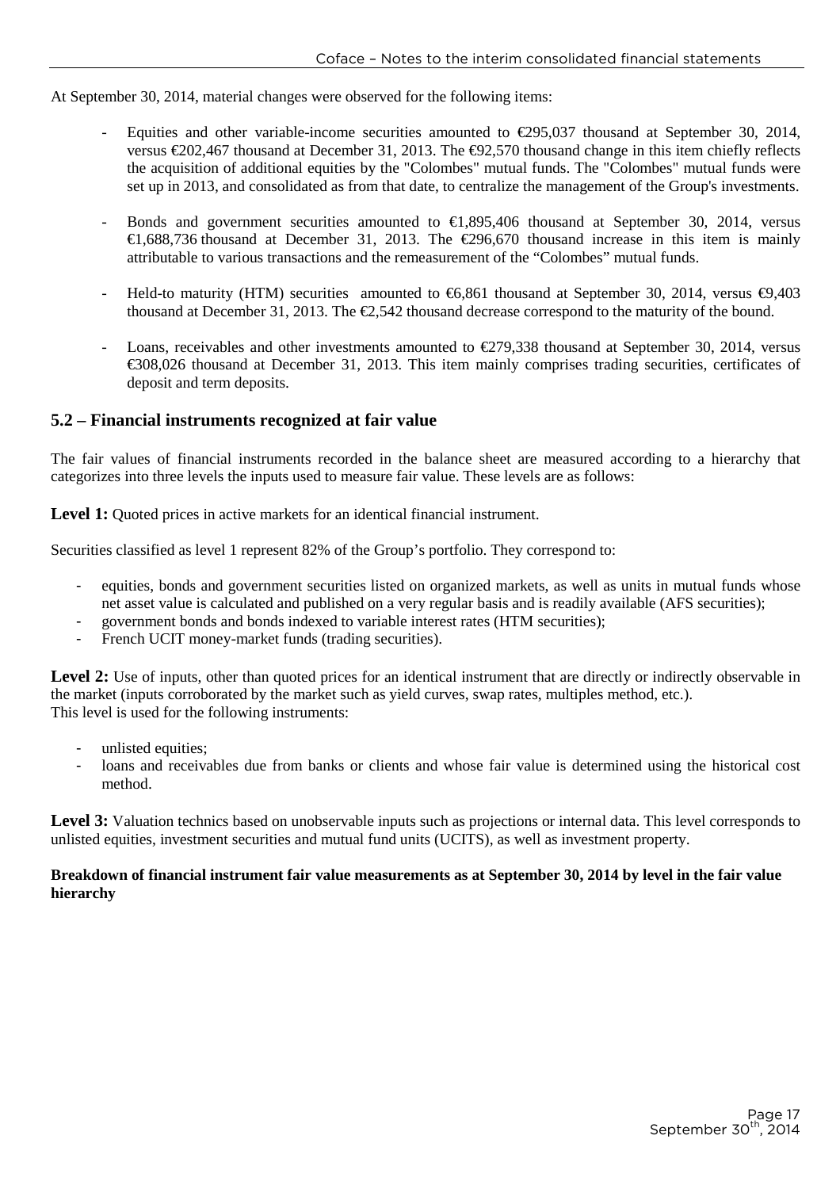At September 30, 2014, material changes were observed for the following items:

- Equities and other variable-income securities amounted to €295,037 thousand at September 30, 2014, versus €202,467 thousand at December 31, 2013. The €92,570 thousand change in this item chiefly reflects the acquisition of additional equities by the "Colombes" mutual funds. The "Colombes" mutual funds were set up in 2013, and consolidated as from that date, to centralize the management of the Group's investments.

- Bonds and government securities amounted to €1,895,406 thousand at September 30, 2014, versus €1,688,736 thousand at December 31, 2013. The €296,670 thousand increase in this item is mainly attributable to various transactions and the remeasurement of the "Colombes" mutual funds.

- Held-to maturity (HTM) securities amounted to €6,861 thousand at September 30, 2014, versus €9,403 thousand at December 31, 2013. The €2,542 thousand decrease correspond to the maturity of the bound.

- Loans, receivables and other investments amounted to €279,338 thousand at September 30, 2014, versus €308,026 thousand at December 31, 2013. This item mainly comprises trading securities, certificates of deposit and term deposits.

## 5.2 – Financial instruments recognized at fair value

The fair values of financial instruments recorded in the balance sheet are measured according to a hierarchy that categorizes into three levels the inputs used to measure fair value. These levels are as follows:

**Level 1:** Quoted prices in active markets for an identical financial instrument.

Securities classified as level 1 represent 82% of the Group's portfolio. They correspond to:

- equities, bonds and government securities listed on organized markets, as well as units in mutual funds whose net asset value is calculated and published on a very regular basis and is readily available (AFS securities);
- government bonds and bonds indexed to variable interest rates (HTM securities);
- French UCIT money-market funds (trading securities).

**Level 2:** Use of inputs, other than quoted prices for an identical instrument that are directly or indirectly observable in the market (inputs corroborated by the market such as yield curves, swap rates, multiples method, etc.).
This level is used for the following instruments:

- unlisted equities;
- loans and receivables due from banks or clients and whose fair value is determined using the historical cost method.

**Level 3:** Valuation technics based on unobservable inputs such as projections or internal data. This level corresponds to unlisted equities, investment securities and mutual fund units (UCITS), as well as investment property.

**Breakdown of financial instrument fair value measurements as at September 30, 2014 by level in the fair value hierarchy**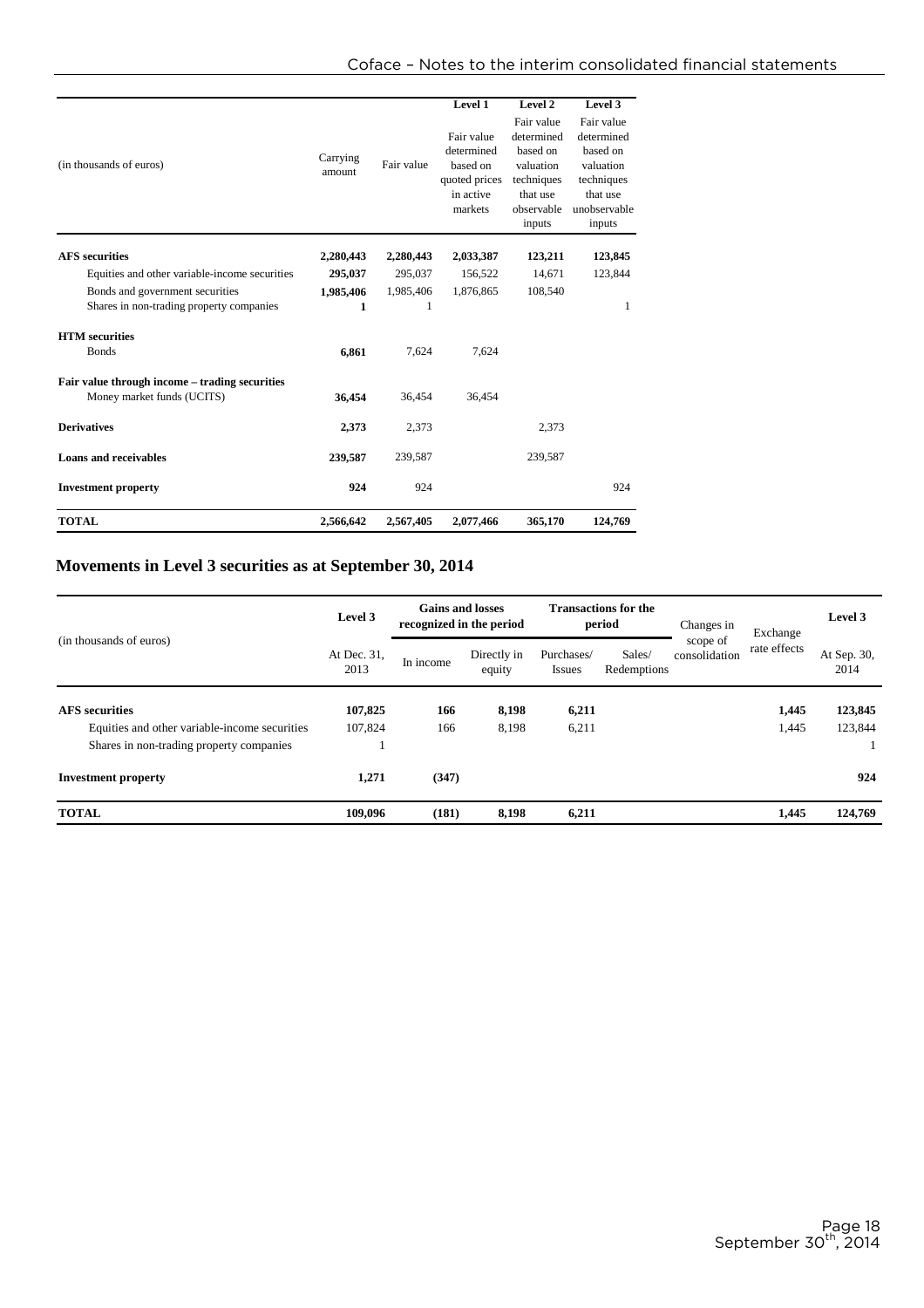| (in thousands of euros) | Carrying amount | Fair value | Level 1<br>Fair value determined based on quoted prices in active markets | Level 2<br>Fair value determined based on valuation techniques that use observable inputs | Level 3<br>Fair value determined based on valuation techniques that use unobservable inputs |
|---|---|---|---|---|---|
| **AFS securities** | **2,280,443** | **2,280,443** | **2,033,387** | **123,211** | **123,845** |
| Equities and other variable-income securities | **295,037** | 295,037 | 156,522 | 14,671 | 123,844 |
| Bonds and government securities | **1,985,406** | 1,985,406 | 1,876,865 | 108,540 | |
| Shares in non-trading property companies | **1** | 1 | | | 1 |
| **HTM securities** | | | | | |
| Bonds | **6,861** | 7,624 | 7,624 | | |
| **Fair value through income – trading securities** | | | | | |
| Money market funds (UCITS) | **36,454** | 36,454 | 36,454 | | |
| **Derivatives** | **2,373** | 2,373 | | 2,373 | |
| **Loans and receivables** | **239,587** | 239,587 | | 239,587 | |
| **Investment property** | **924** | 924 | | | 924 |
| **TOTAL** | **2,566,642** | **2,567,405** | **2,077,466** | **365,170** | **124,769** |

## Movements in Level 3 securities as at September 30, 2014

| (in thousands of euros) | Level 3 | Gains and losses recognized in the period | | Transactions for the period | | Changes in scope of consolidation | Exchange rate effects | Level 3 |
|---|---|---|---|---|---|---|---|---|
| | At Dec. 31, 2013 | In income | Directly in equity | Purchases/ Issues | Sales/ Redemptions | | | At Sep. 30, 2014 |
| **AFS securities** | **107,825** | **166** | **8,198** | **6,211** | | | **1,445** | **123,845** |
| Equities and other variable-income securities | 107,824 | 166 | 8,198 | 6,211 | | | 1,445 | 123,844 |
| Shares in non-trading property companies | 1 | | | | | | | 1 |
| **Investment property** | **1,271** | **(347)** | | | | | | **924** |
| **TOTAL** | **109,096** | **(181)** | **8,198** | **6,211** | | | **1,445** | **124,769** |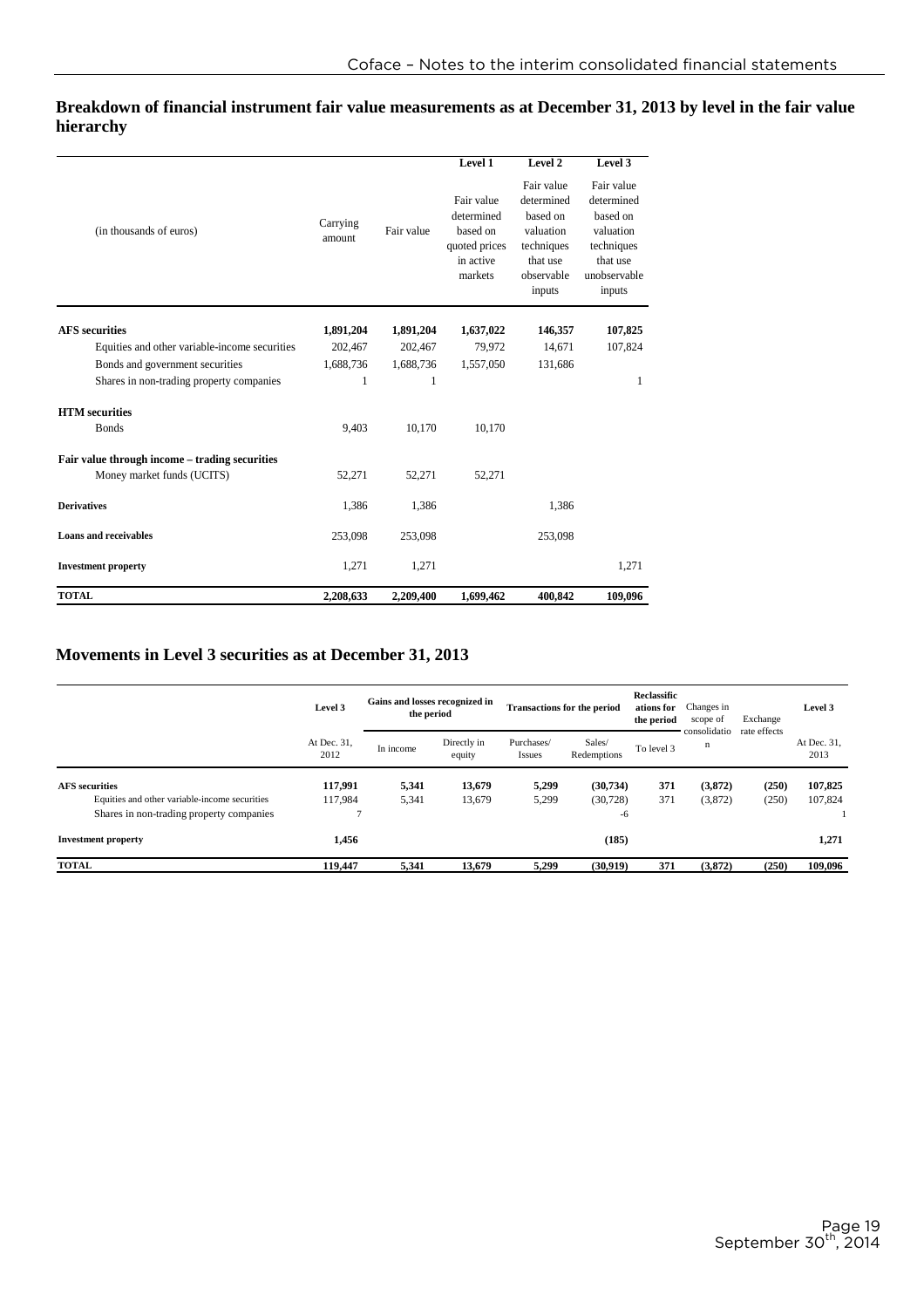## Breakdown of financial instrument fair value measurements as at December 31, 2013 by level in the fair value hierarchy

| (in thousands of euros) | Carrying amount | Fair value | Level 1<br>Fair value determined based on quoted prices in active markets | Level 2<br>Fair value determined based on valuation techniques that use observable inputs | Level 3<br>Fair value determined based on valuation techniques that use unobservable inputs |
|---|---|---|---|---|---|
| **AFS securities** | **1,891,204** | **1,891,204** | **1,637,022** | **146,357** | **107,825** |
| Equities and other variable-income securities | 202,467 | 202,467 | 79,972 | 14,671 | 107,824 |
| Bonds and government securities | 1,688,736 | 1,688,736 | 1,557,050 | 131,686 | |
| Shares in non-trading property companies | 1 | 1 | | | 1 |
| **HTM securities** | | | | | |
| Bonds | 9,403 | 10,170 | 10,170 | | |
| **Fair value through income – trading securities** | | | | | |
| Money market funds (UCITS) | 52,271 | 52,271 | 52,271 | | |
| **Derivatives** | 1,386 | 1,386 | | 1,386 | |
| **Loans and receivables** | 253,098 | 253,098 | | 253,098 | |
| **Investment property** | 1,271 | 1,271 | | | 1,271 |
| **TOTAL** | **2,208,633** | **2,209,400** | **1,699,462** | **400,842** | **109,096** |

## Movements in Level 3 securities as at December 31, 2013

| | Level 3 | Gains and losses recognized in the period | | Transactions for the period | | Reclassifications for the period | Changes in scope of consolidation | Exchange rate effects | Level 3 |
|---|---|---|---|---|---|---|---|---|---|
| | At Dec. 31, 2012 | In income | Directly in equity | Purchases/ Issues | Sales/ Redemptions | To level 3 | | | At Dec. 31, 2013 |
| **AFS securities** | **117,991** | **5,341** | **13,679** | **5,299** | **(30,734)** | **371** | **(3,872)** | **(250)** | **107,825** |
| Equities and other variable-income securities | 117,984 | 5,341 | 13,679 | 5,299 | (30,728) | 371 | (3,872) | (250) | 107,824 |
| Shares in non-trading property companies | 7 | | | | -6 | | | | 1 |
| **Investment property** | **1,456** | | | | **(185)** | | | | **1,271** |
| **TOTAL** | **119,447** | **5,341** | **13,679** | **5,299** | **(30,919)** | **371** | **(3,872)** | **(250)** | **109,096** |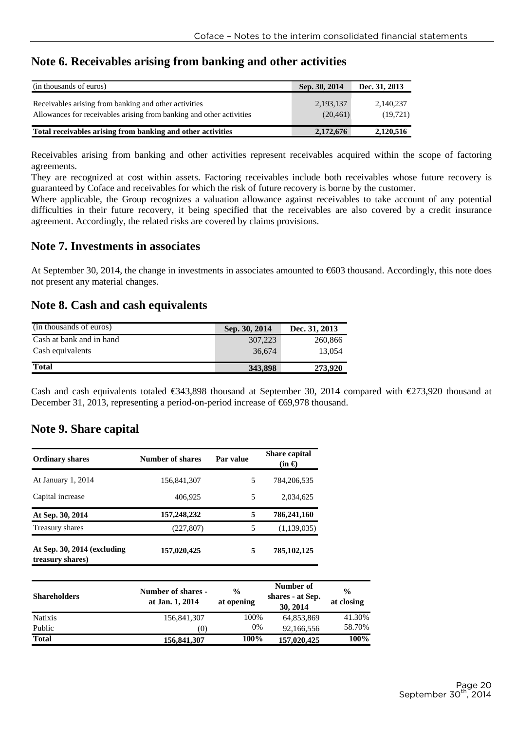## Note 6. Receivables arising from banking and other activities

| (in thousands of euros) | Sep. 30, 2014 | Dec. 31, 2013 |
|---|---|---|
| Receivables arising from banking and other activities | 2,193,137 | 2,140,237 |
| Allowances for receivables arising from banking and other activities | (20,461) | (19,721) |
| **Total receivables arising from banking and other activities** | **2,172,676** | **2,120,516** |

Receivables arising from banking and other activities represent receivables acquired within the scope of factoring agreements.

They are recognized at cost within assets. Factoring receivables include both receivables whose future recovery is guaranteed by Coface and receivables for which the risk of future recovery is borne by the customer.

Where applicable, the Group recognizes a valuation allowance against receivables to take account of any potential difficulties in their future recovery, it being specified that the receivables are also covered by a credit insurance agreement. Accordingly, the related risks are covered by claims provisions.

## Note 7. Investments in associates

At September 30, 2014, the change in investments in associates amounted to €603 thousand. Accordingly, this note does not present any material changes.

## Note 8. Cash and cash equivalents

| (in thousands of euros) | Sep. 30, 2014 | Dec. 31, 2013 |
|---|---|---|
| Cash at bank and in hand | 307,223 | 260,866 |
| Cash equivalents | 36,674 | 13,054 |
| **Total** | **343,898** | **273,920** |

Cash and cash equivalents totaled €343,898 thousand at September 30, 2014 compared with €273,920 thousand at December 31, 2013, representing a period-on-period increase of €69,978 thousand.

## Note 9. Share capital

| Ordinary shares | Number of shares | Par value | Share capital (in €) |
|---|---|---|---|
| At January 1, 2014 | 156,841,307 | 5 | 784,206,535 |
| Capital increase | 406,925 | 5 | 2,034,625 |
| **At Sep. 30, 2014** | **157,248,232** | **5** | **786,241,160** |
| Treasury shares | (227,807) | 5 | (1,139,035) |
| **At Sep. 30, 2014 (excluding treasury shares)** | **157,020,425** | **5** | **785,102,125** |

| Shareholders | Number of shares - at Jan. 1, 2014 | % at opening | Number of shares - at Sep. 30, 2014 | % at closing |
|---|---|---|---|---|
| Natixis | 156,841,307 | 100% | 64,853,869 | 41.30% |
| Public | (0) | 0% | 92,166,556 | 58.70% |
| **Total** | **156,841,307** | **100%** | **157,020,425** | **100%** |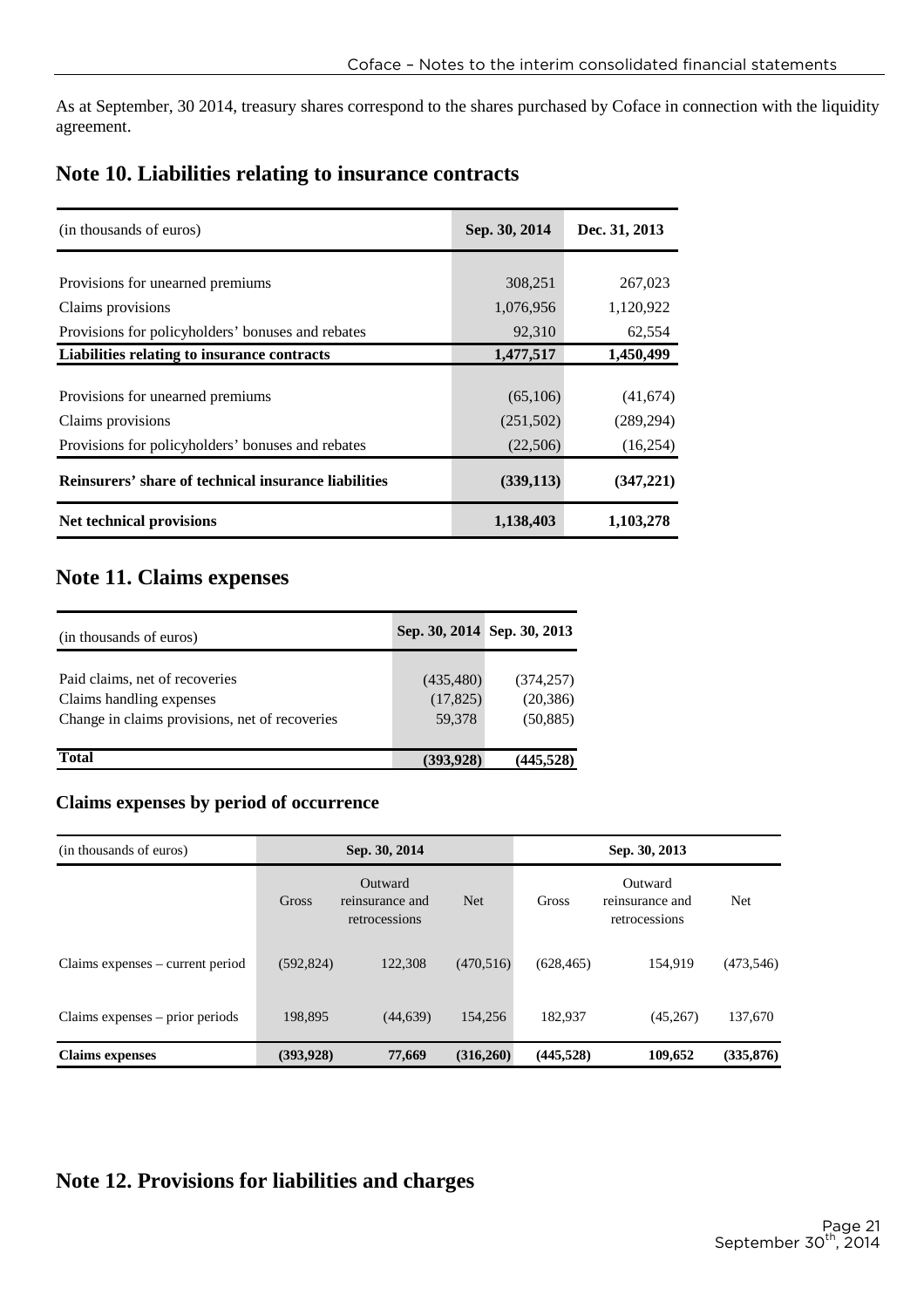As at September, 30 2014, treasury shares correspond to the shares purchased by Coface in connection with the liquidity agreement.

## Note 10. Liabilities relating to insurance contracts

| (in thousands of euros) | Sep. 30, 2014 | Dec. 31, 2013 |
|---|---|---|
| Provisions for unearned premiums | 308,251 | 267,023 |
| Claims provisions | 1,076,956 | 1,120,922 |
| Provisions for policyholders' bonuses and rebates | 92,310 | 62,554 |
| **Liabilities relating to insurance contracts** | **1,477,517** | **1,450,499** |
| Provisions for unearned premiums | (65,106) | (41,674) |
| Claims provisions | (251,502) | (289,294) |
| Provisions for policyholders' bonuses and rebates | (22,506) | (16,254) |
| **Reinsurers' share of technical insurance liabilities** | **(339,113)** | **(347,221)** |
| **Net technical provisions** | **1,138,403** | **1,103,278** |

## Note 11. Claims expenses

| (in thousands of euros) | Sep. 30, 2014 | Sep. 30, 2013 |
|---|---|---|
| Paid claims, net of recoveries | (435,480) | (374,257) |
| Claims handling expenses | (17,825) | (20,386) |
| Change in claims provisions, net of recoveries | 59,378 | (50,885) |
| **Total** | **(393,928)** | **(445,528)** |

### Claims expenses by period of occurrence

| (in thousands of euros) | Sep. 30, 2014 | | | Sep. 30, 2013 | | |
|---|---|---|---|---|---|---|
| | Gross | Outward reinsurance and retrocessions | Net | Gross | Outward reinsurance and retrocessions | Net |
| Claims expenses – current period | (592,824) | 122,308 | (470,516) | (628,465) | 154,919 | (473,546) |
| Claims expenses – prior periods | 198,895 | (44,639) | 154,256 | 182,937 | (45,267) | 137,670 |
| **Claims expenses** | **(393,928)** | **77,669** | **(316,260)** | **(445,528)** | **109,652** | **(335,876)** |

## Note 12. Provisions for liabilities and charges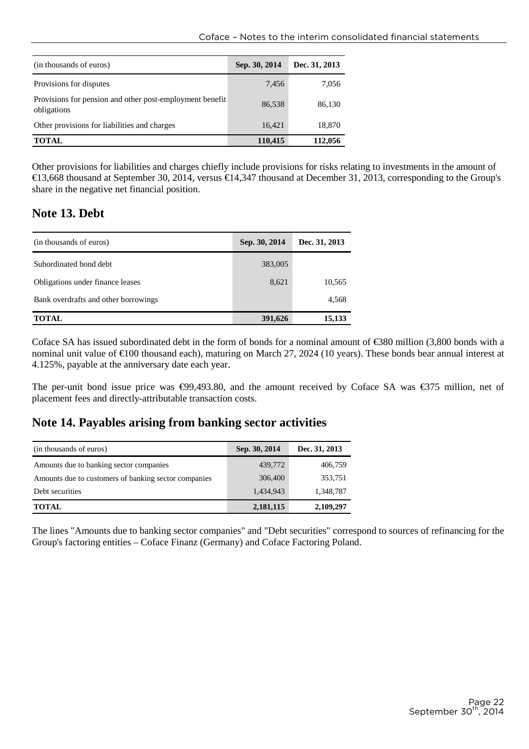| (in thousands of euros) | Sep. 30, 2014 | Dec. 31, 2013 |
|---|---|---|
| Provisions for disputes | 7,456 | 7,056 |
| Provisions for pension and other post-employment benefit obligations | 86,538 | 86,130 |
| Other provisions for liabilities and charges | 16,421 | 18,870 |
| **TOTAL** | **110,415** | **112,056** |

Other provisions for liabilities and charges chiefly include provisions for risks relating to investments in the amount of €13,668 thousand at September 30, 2014, versus €14,347 thousand at December 31, 2013, corresponding to the Group's share in the negative net financial position.

## Note 13. Debt

| (in thousands of euros) | Sep. 30, 2014 | Dec. 31, 2013 |
|---|---|---|
| Subordinated bond debt | 383,005 | |
| Obligations under finance leases | 8,621 | 10,565 |
| Bank overdrafts and other borrowings | | 4,568 |
| **TOTAL** | **391,626** | **15,133** |

Coface SA has issued subordinated debt in the form of bonds for a nominal amount of €380 million (3,800 bonds with a nominal unit value of €100 thousand each), maturing on March 27, 2024 (10 years). These bonds bear annual interest at 4.125%, payable at the anniversary date each year.

The per-unit bond issue price was €99,493.80, and the amount received by Coface SA was €375 million, net of placement fees and directly-attributable transaction costs.

## Note 14. Payables arising from banking sector activities

| (in thousands of euros) | Sep. 30, 2014 | Dec. 31, 2013 |
|---|---|---|
| Amounts due to banking sector companies | 439,772 | 406,759 |
| Amounts due to customers of banking sector companies | 306,400 | 353,751 |
| Debt securities | 1,434,943 | 1,348,787 |
| **TOTAL** | **2,181,115** | **2,109,297** |

The lines "Amounts due to banking sector companies" and "Debt securities" correspond to sources of refinancing for the Group's factoring entities – Coface Finanz (Germany) and Coface Factoring Poland.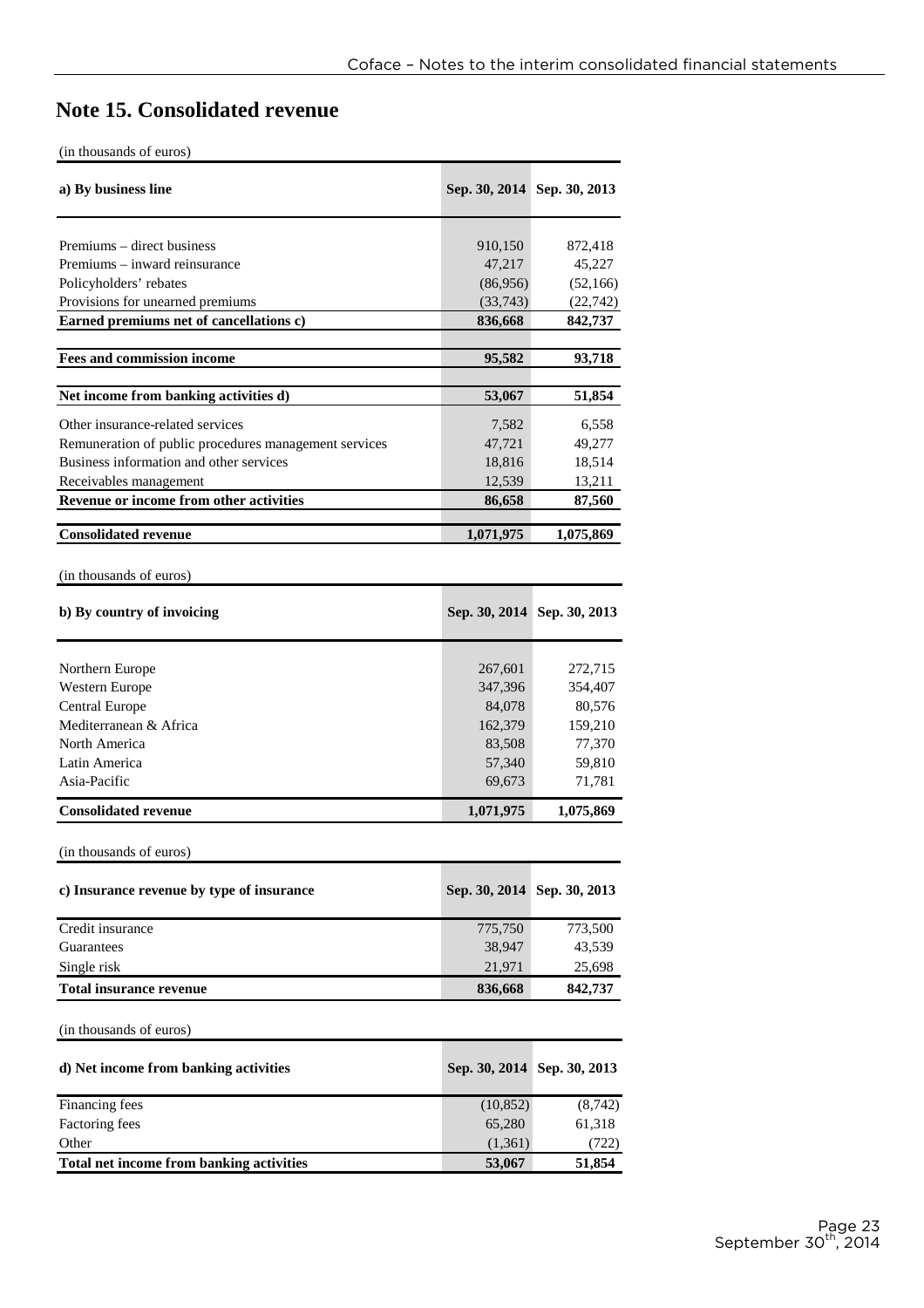# Note 15. Consolidated revenue

(in thousands of euros)

| a) By business line | Sep. 30, 2014 | Sep. 30, 2013 |
|---|---|---|
| Premiums – direct business | 910,150 | 872,418 |
| Premiums – inward reinsurance | 47,217 | 45,227 |
| Policyholders' rebates | (86,956) | (52,166) |
| Provisions for unearned premiums | (33,743) | (22,742) |
| **Earned premiums net of cancellations c)** | **836,668** | **842,737** |
| **Fees and commission income** | **95,582** | **93,718** |
| **Net income from banking activities d)** | **53,067** | **51,854** |
| Other insurance-related services | 7,582 | 6,558 |
| Remuneration of public procedures management services | 47,721 | 49,277 |
| Business information and other services | 18,816 | 18,514 |
| Receivables management | 12,539 | 13,211 |
| **Revenue or income from other activities** | **86,658** | **87,560** |
| **Consolidated revenue** | **1,071,975** | **1,075,869** |

(in thousands of euros)

| b) By country of invoicing | Sep. 30, 2014 | Sep. 30, 2013 |
|---|---|---|
| Northern Europe | 267,601 | 272,715 |
| Western Europe | 347,396 | 354,407 |
| Central Europe | 84,078 | 80,576 |
| Mediterranean & Africa | 162,379 | 159,210 |
| North America | 83,508 | 77,370 |
| Latin America | 57,340 | 59,810 |
| Asia-Pacific | 69,673 | 71,781 |
| **Consolidated revenue** | **1,071,975** | **1,075,869** |

(in thousands of euros)

| c) Insurance revenue by type of insurance | Sep. 30, 2014 | Sep. 30, 2013 |
|---|---|---|
| Credit insurance | 775,750 | 773,500 |
| Guarantees | 38,947 | 43,539 |
| Single risk | 21,971 | 25,698 |
| **Total insurance revenue** | **836,668** | **842,737** |

(in thousands of euros)

| d) Net income from banking activities | Sep. 30, 2014 | Sep. 30, 2013 |
|---|---|---|
| Financing fees | (10,852) | (8,742) |
| Factoring fees | 65,280 | 61,318 |
| Other | (1,361) | (722) |
| **Total net income from banking activities** | **53,067** | **51,854** |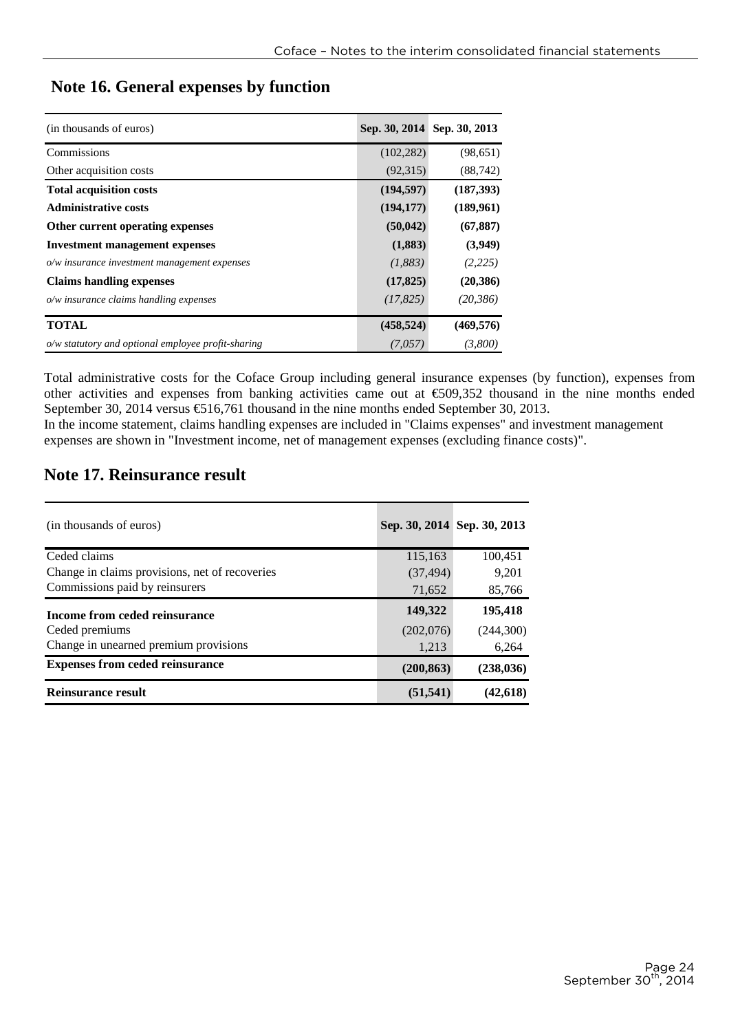## Note 16. General expenses by function

| (in thousands of euros) | Sep. 30, 2014 | Sep. 30, 2013 |
|---|---|---|
| Commissions | (102,282) | (98,651) |
| Other acquisition costs | (92,315) | (88,742) |
| **Total acquisition costs** | **(194,597)** | **(187,393)** |
| **Administrative costs** | **(194,177)** | **(189,961)** |
| **Other current operating expenses** | **(50,042)** | **(67,887)** |
| **Investment management expenses** | **(1,883)** | **(3,949)** |
| *o/w insurance investment management expenses* | *(1,883)* | *(2,225)* |
| **Claims handling expenses** | **(17,825)** | **(20,386)** |
| *o/w insurance claims handling expenses* | *(17,825)* | *(20,386)* |
| **TOTAL** | **(458,524)** | **(469,576)** |
| *o/w statutory and optional employee profit-sharing* | *(7,057)* | *(3,800)* |

Total administrative costs for the Coface Group including general insurance expenses (by function), expenses from other activities and expenses from banking activities came out at €509,352 thousand in the nine months ended September 30, 2014 versus €516,761 thousand in the nine months ended September 30, 2013.
In the income statement, claims handling expenses are included in "Claims expenses" and investment management expenses are shown in "Investment income, net of management expenses (excluding finance costs)".

## Note 17. Reinsurance result

| (in thousands of euros) | Sep. 30, 2014 | Sep. 30, 2013 |
|---|---|---|
| Ceded claims | 115,163 | 100,451 |
| Change in claims provisions, net of recoveries | (37,494) | 9,201 |
| Commissions paid by reinsurers | 71,652 | 85,766 |
| **Income from ceded reinsurance** | **149,322** | **195,418** |
| Ceded premiums | (202,076) | (244,300) |
| Change in unearned premium provisions | 1,213 | 6,264 |
| **Expenses from ceded reinsurance** | **(200,863)** | **(238,036)** |
| **Reinsurance result** | **(51,541)** | **(42,618)** |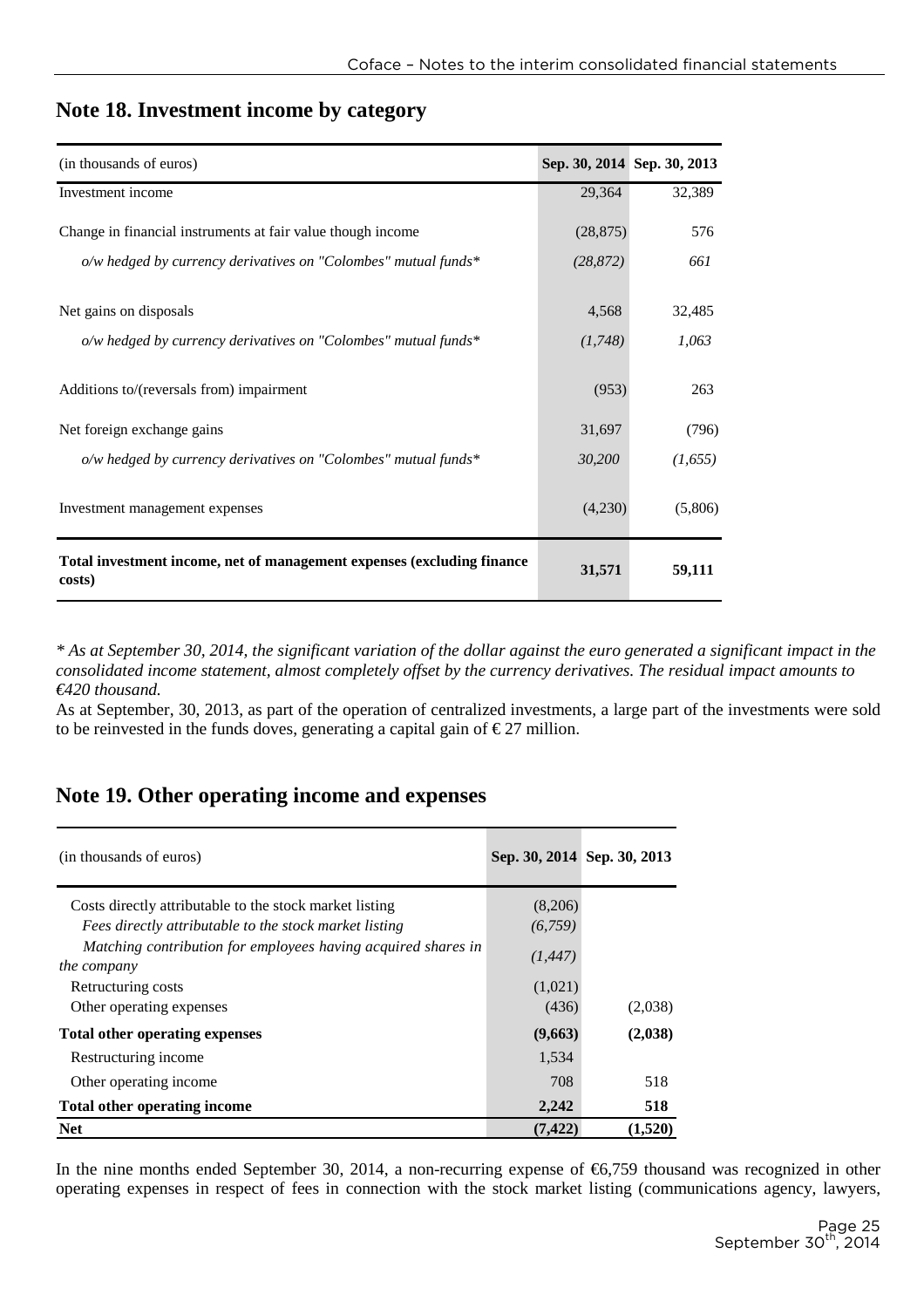## Note 18. Investment income by category

| (in thousands of euros) | Sep. 30, 2014 | Sep. 30, 2013 |
|---|---|---|
| Investment income | 29,364 | 32,389 |
| Change in financial instruments at fair value though income | (28,875) | 576 |
| *o/w hedged by currency derivatives on "Colombes" mutual funds** | *(28,872)* | *661* |
| Net gains on disposals | 4,568 | 32,485 |
| *o/w hedged by currency derivatives on "Colombes" mutual funds** | *(1,748)* | *1,063* |
| Additions to/(reversals from) impairment | (953) | 263 |
| Net foreign exchange gains | 31,697 | (796) |
| *o/w hedged by currency derivatives on "Colombes" mutual funds** | *30,200* | *(1,655)* |
| Investment management expenses | (4,230) | (5,806) |
| **Total investment income, net of management expenses (excluding finance costs)** | **31,571** | **59,111** |

*\* As at September 30, 2014, the significant variation of the dollar against the euro generated a significant impact in the consolidated income statement, almost completely offset by the currency derivatives. The residual impact amounts to €420 thousand.*

As at September, 30, 2013, as part of the operation of centralized investments, a large part of the investments were sold to be reinvested in the funds doves, generating a capital gain of € 27 million.

## Note 19. Other operating income and expenses

| (in thousands of euros) | Sep. 30, 2014 | Sep. 30, 2013 |
|---|---|---|
| Costs directly attributable to the stock market listing | (8,206) | |
| *Fees directly attributable to the stock market listing* | *(6,759)* | |
| *Matching contribution for employees having acquired shares in the company* | *(1,447)* | |
| Retructuring costs | (1,021) | |
| Other operating expenses | (436) | (2,038) |
| **Total other operating expenses** | **(9,663)** | **(2,038)** |
| Restructuring income | 1,534 | |
| Other operating income | 708 | 518 |
| **Total other operating income** | **2,242** | **518** |
| **Net** | **(7,422)** | **(1,520)** |

In the nine months ended September 30, 2014, a non-recurring expense of €6,759 thousand was recognized in other operating expenses in respect of fees in connection with the stock market listing (communications agency, lawyers,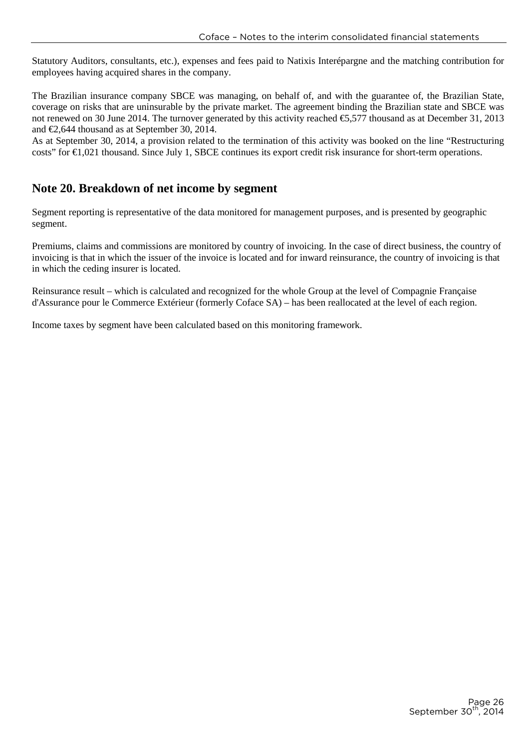Statutory Auditors, consultants, etc.), expenses and fees paid to Natixis Interépargne and the matching contribution for employees having acquired shares in the company.

The Brazilian insurance company SBCE was managing, on behalf of, and with the guarantee of, the Brazilian State, coverage on risks that are uninsurable by the private market. The agreement binding the Brazilian state and SBCE was not renewed on 30 June 2014. The turnover generated by this activity reached €5,577 thousand as at December 31, 2013 and €2,644 thousand as at September 30, 2014.
As at September 30, 2014, a provision related to the termination of this activity was booked on the line "Restructuring costs" for €1,021 thousand. Since July 1, SBCE continues its export credit risk insurance for short-term operations.

## Note 20. Breakdown of net income by segment

Segment reporting is representative of the data monitored for management purposes, and is presented by geographic segment.

Premiums, claims and commissions are monitored by country of invoicing. In the case of direct business, the country of invoicing is that in which the issuer of the invoice is located and for inward reinsurance, the country of invoicing is that in which the ceding insurer is located.

Reinsurance result – which is calculated and recognized for the whole Group at the level of Compagnie Française d'Assurance pour le Commerce Extérieur (formerly Coface SA) – has been reallocated at the level of each region.

Income taxes by segment have been calculated based on this monitoring framework.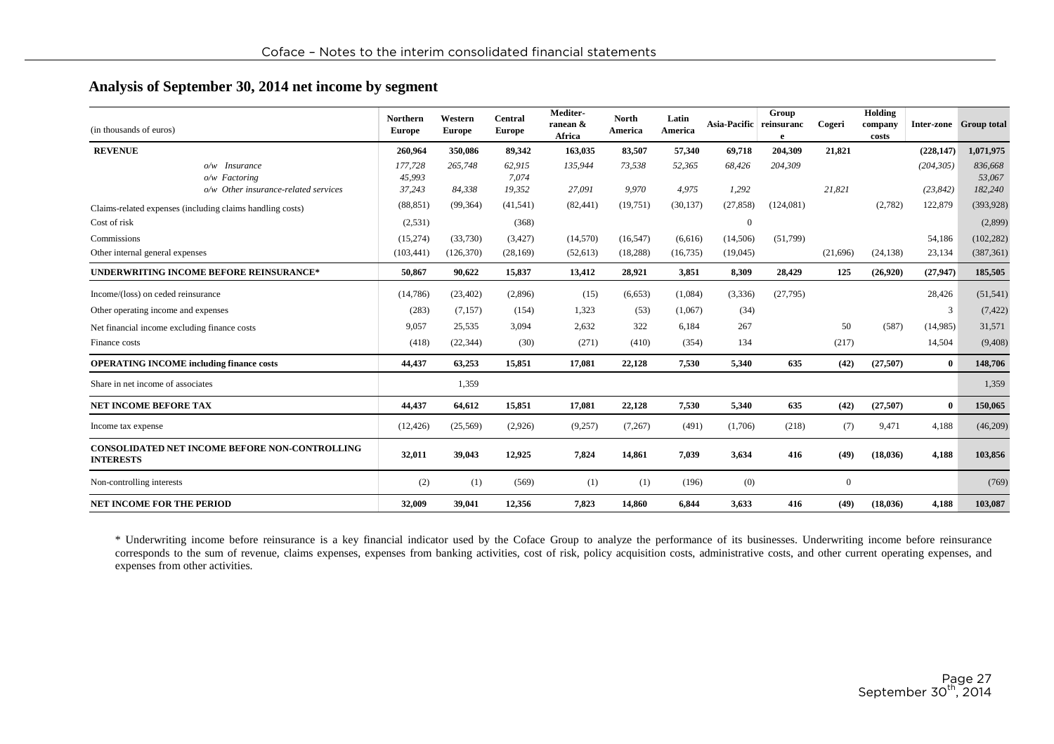## Analysis of September 30, 2014 net income by segment

| (in thousands of euros) | Northern Europe | Western Europe | Central Europe | Mediter-ranean & Africa | North America | Latin America | Asia-Pacific | Group reinsurance | Cogeri | Holding company costs | Inter-zone | Group total |
|---|---|---|---|---|---|---|---|---|---|---|---|---|
| **REVENUE** | **260,964** | **350,086** | **89,342** | **163,035** | **83,507** | **57,340** | **69,718** | **204,309** | **21,821** | | **(228,147)** | **1,071,975** |
| *o/w Insurance* | *177,728* | *265,748* | *62,915* | *135,944* | *73,538* | *52,365* | *68,426* | *204,309* | | | *(204,305)* | *836,668* |
| *o/w Factoring* | *45,993* | | *7,074* | | | | | | | | | *53,067* |
| *o/w Other insurance-related services* | *37,243* | *84,338* | *19,352* | *27,091* | *9,970* | *4,975* | *1,292* | | *21,821* | | *(23,842)* | *182,240* |
| Claims-related expenses (including claims handling costs) | (88,851) | (99,364) | (41,541) | (82,441) | (19,751) | (30,137) | (27,858) | (124,081) | | (2,782) | 122,879 | (393,928) |
| Cost of risk | (2,531) | | (368) | | | | 0 | | | | | (2,899) |
| Commissions | (15,274) | (33,730) | (3,427) | (14,570) | (16,547) | (6,616) | (14,506) | (51,799) | | | 54,186 | (102,282) |
| Other internal general expenses | (103,441) | (126,370) | (28,169) | (52,613) | (18,288) | (16,735) | (19,045) | | (21,696) | (24,138) | 23,134 | (387,361) |
| **UNDERWRITING INCOME BEFORE REINSURANCE*** | **50,867** | **90,622** | **15,837** | **13,412** | **28,921** | **3,851** | **8,309** | **28,429** | **125** | **(26,920)** | **(27,947)** | **185,505** |
| Income/(loss) on ceded reinsurance | (14,786) | (23,402) | (2,896) | (15) | (6,653) | (1,084) | (3,336) | (27,795) | | | 28,426 | (51,541) |
| Other operating income and expenses | (283) | (7,157) | (154) | 1,323 | (53) | (1,067) | (34) | | | | 3 | (7,422) |
| Net financial income excluding finance costs | 9,057 | 25,535 | 3,094 | 2,632 | 322 | 6,184 | 267 | | 50 | (587) | (14,985) | 31,571 |
| Finance costs | (418) | (22,344) | (30) | (271) | (410) | (354) | 134 | | (217) | | 14,504 | (9,408) |
| **OPERATING INCOME including finance costs** | **44,437** | **63,253** | **15,851** | **17,081** | **22,128** | **7,530** | **5,340** | **635** | **(42)** | **(27,507)** | **0** | **148,706** |
| Share in net income of associates | | 1,359 | | | | | | | | | | 1,359 |
| **NET INCOME BEFORE TAX** | **44,437** | **64,612** | **15,851** | **17,081** | **22,128** | **7,530** | **5,340** | **635** | **(42)** | **(27,507)** | **0** | **150,065** |
| Income tax expense | (12,426) | (25,569) | (2,926) | (9,257) | (7,267) | (491) | (1,706) | (218) | (7) | 9,471 | 4,188 | (46,209) |
| **CONSOLIDATED NET INCOME BEFORE NON-CONTROLLING INTERESTS** | **32,011** | **39,043** | **12,925** | **7,824** | **14,861** | **7,039** | **3,634** | **416** | **(49)** | **(18,036)** | **4,188** | **103,856** |
| Non-controlling interests | (2) | (1) | (569) | (1) | (1) | (196) | (0) | | 0 | | | (769) |
| **NET INCOME FOR THE PERIOD** | **32,009** | **39,041** | **12,356** | **7,823** | **14,860** | **6,844** | **3,633** | **416** | **(49)** | **(18,036)** | **4,188** | **103,087** |

\* Underwriting income before reinsurance is a key financial indicator used by the Coface Group to analyze the performance of its businesses. Underwriting income before reinsurance corresponds to the sum of revenue, claims expenses, expenses from banking activities, cost of risk, policy acquisition costs, administrative costs, and other current operating expenses, and expenses from other activities.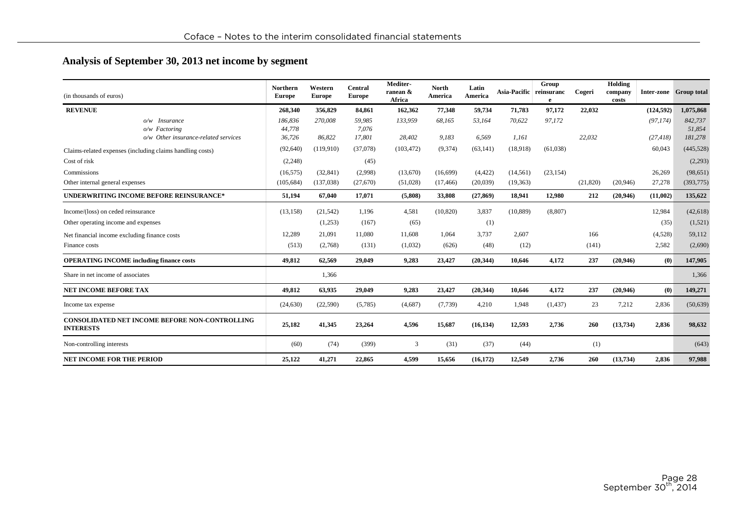## Analysis of September 30, 2013 net income by segment

| (in thousands of euros) | Northern Europe | Western Europe | Central Europe | Mediter-ranean & Africa | North America | Latin America | Asia-Pacific | Group reinsurance | Cogeri | Holding company costs | Inter-zone | Group total |
|---|---|---|---|---|---|---|---|---|---|---|---|---|
| **REVENUE** | **268,340** | **356,829** | **84,861** | **162,362** | **77,348** | **59,734** | **71,783** | **97,172** | **22,032** | | **(124,592)** | **1,075,868** |
| *o/w Insurance* | *186,836* | *270,008* | *59,985* | *133,959* | *68,165* | *53,164* | *70,622* | *97,172* | | | *(97,174)* | *842,737* |
| *o/w Factoring* | *44,778* | | *7,076* | | | | | | | | | *51,854* |
| *o/w Other insurance-related services* | *36,726* | *86,822* | *17,801* | *28,402* | *9,183* | *6,569* | *1,161* | | *22,032* | | *(27,418)* | *181,278* |
| Claims-related expenses (including claims handling costs) | (92,640) | (119,910) | (37,078) | (103,472) | (9,374) | (63,141) | (18,918) | (61,038) | | | 60,043 | (445,528) |
| Cost of risk | (2,248) | | (45) | | | | | | | | | (2,293) |
| Commissions | (16,575) | (32,841) | (2,998) | (13,670) | (16,699) | (4,422) | (14,561) | (23,154) | | | 26,269 | (98,651) |
| Other internal general expenses | (105,684) | (137,038) | (27,670) | (51,028) | (17,466) | (20,039) | (19,363) | | (21,820) | (20,946) | 27,278 | (393,775) |
| **UNDERWRITING INCOME BEFORE REINSURANCE*** | **51,194** | **67,040** | **17,071** | **(5,808)** | **33,808** | **(27,869)** | **18,941** | **12,980** | **212** | **(20,946)** | **(11,002)** | **135,622** |
| Income/(loss) on ceded reinsurance | (13,158) | (21,542) | 1,196 | 4,581 | (10,820) | 3,837 | (10,889) | (8,807) | | | 12,984 | (42,618) |
| Other operating income and expenses | | (1,253) | (167) | (65) | | (1) | | | | | (35) | (1,521) |
| Net financial income excluding finance costs | 12,289 | 21,091 | 11,080 | 11,608 | 1,064 | 3,737 | 2,607 | | 166 | | (4,528) | 59,112 |
| Finance costs | (513) | (2,768) | (131) | (1,032) | (626) | (48) | (12) | | (141) | | 2,582 | (2,690) |
| **OPERATING INCOME including finance costs** | **49,812** | **62,569** | **29,049** | **9,283** | **23,427** | **(20,344)** | **10,646** | **4,172** | **237** | **(20,946)** | **(0)** | **147,905** |
| Share in net income of associates | | 1,366 | | | | | | | | | | 1,366 |
| **NET INCOME BEFORE TAX** | **49,812** | **63,935** | **29,049** | **9,283** | **23,427** | **(20,344)** | **10,646** | **4,172** | **237** | **(20,946)** | **(0)** | **149,271** |
| Income tax expense | (24,630) | (22,590) | (5,785) | (4,687) | (7,739) | 4,210 | 1,948 | (1,437) | 23 | 7,212 | 2,836 | (50,639) |
| **CONSOLIDATED NET INCOME BEFORE NON-CONTROLLING INTERESTS** | **25,182** | **41,345** | **23,264** | **4,596** | **15,687** | **(16,134)** | **12,593** | **2,736** | **260** | **(13,734)** | **2,836** | **98,632** |
| Non-controlling interests | (60) | (74) | (399) | 3 | (31) | (37) | (44) | | (1) | | | (643) |
| **NET INCOME FOR THE PERIOD** | **25,122** | **41,271** | **22,865** | **4,599** | **15,656** | **(16,172)** | **12,549** | **2,736** | **260** | **(13,734)** | **2,836** | **97,988** |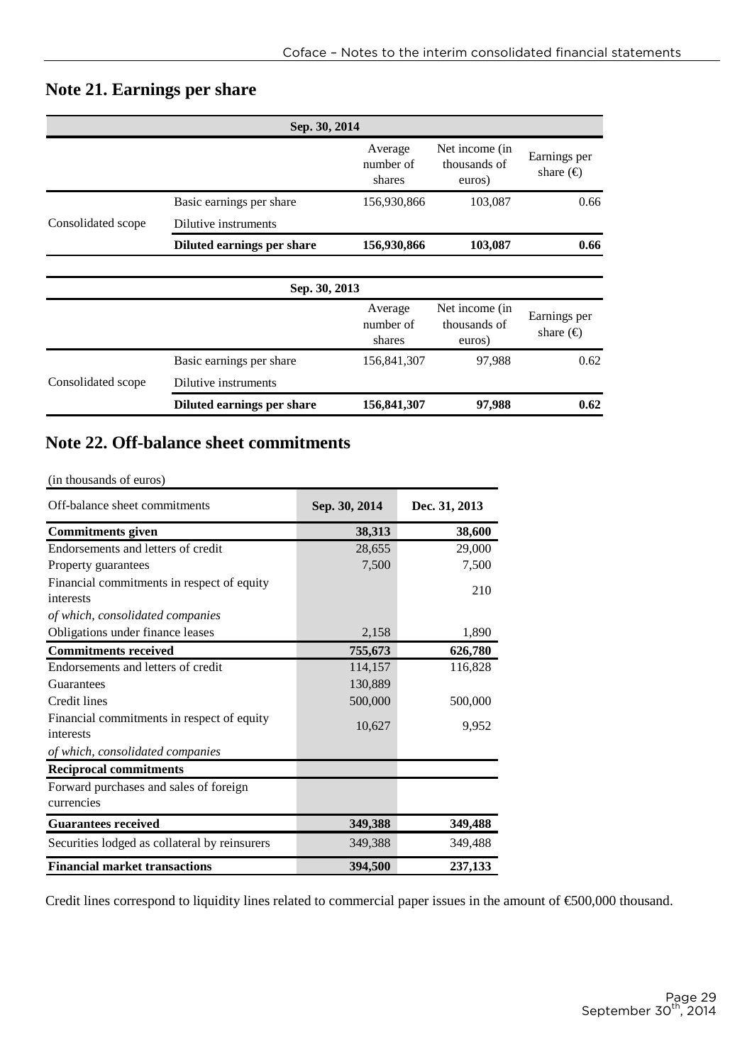## Note 21. Earnings per share

| Sep. 30, 2014 | | | | |
|---|---|---|---|---|
| | | Average number of shares | Net income (in thousands of euros) | Earnings per share (€) |
| Consolidated scope | Basic earnings per share | 156,930,866 | 103,087 | 0.66 |
| | Dilutive instruments | | | |
| | **Diluted earnings per share** | **156,930,866** | **103,087** | **0.66** |

| Sep. 30, 2013 | | | | |
|---|---|---|---|---|
| | | Average number of shares | Net income (in thousands of euros) | Earnings per share (€) |
| Consolidated scope | Basic earnings per share | 156,841,307 | 97,988 | 0.62 |
| | Dilutive instruments | | | |
| | **Diluted earnings per share** | **156,841,307** | **97,988** | **0.62** |

## Note 22. Off-balance sheet commitments

(in thousands of euros)

| Off-balance sheet commitments | Sep. 30, 2014 | Dec. 31, 2013 |
|---|---|---|
| **Commitments given** | **38,313** | **38,600** |
| Endorsements and letters of credit | 28,655 | 29,000 |
| Property guarantees | 7,500 | 7,500 |
| Financial commitments in respect of equity interests | | 210 |
| *of which, consolidated companies* | | |
| Obligations under finance leases | 2,158 | 1,890 |
| **Commitments received** | **755,673** | **626,780** |
| Endorsements and letters of credit | 114,157 | 116,828 |
| Guarantees | 130,889 | |
| Credit lines | 500,000 | 500,000 |
| Financial commitments in respect of equity interests | 10,627 | 9,952 |
| *of which, consolidated companies* | | |
| **Reciprocal commitments** | | |
| Forward purchases and sales of foreign currencies | | |
| **Guarantees received** | **349,388** | **349,488** |
| Securities lodged as collateral by reinsurers | 349,388 | 349,488 |
| **Financial market transactions** | **394,500** | **237,133** |

Credit lines correspond to liquidity lines related to commercial paper issues in the amount of €500,000 thousand.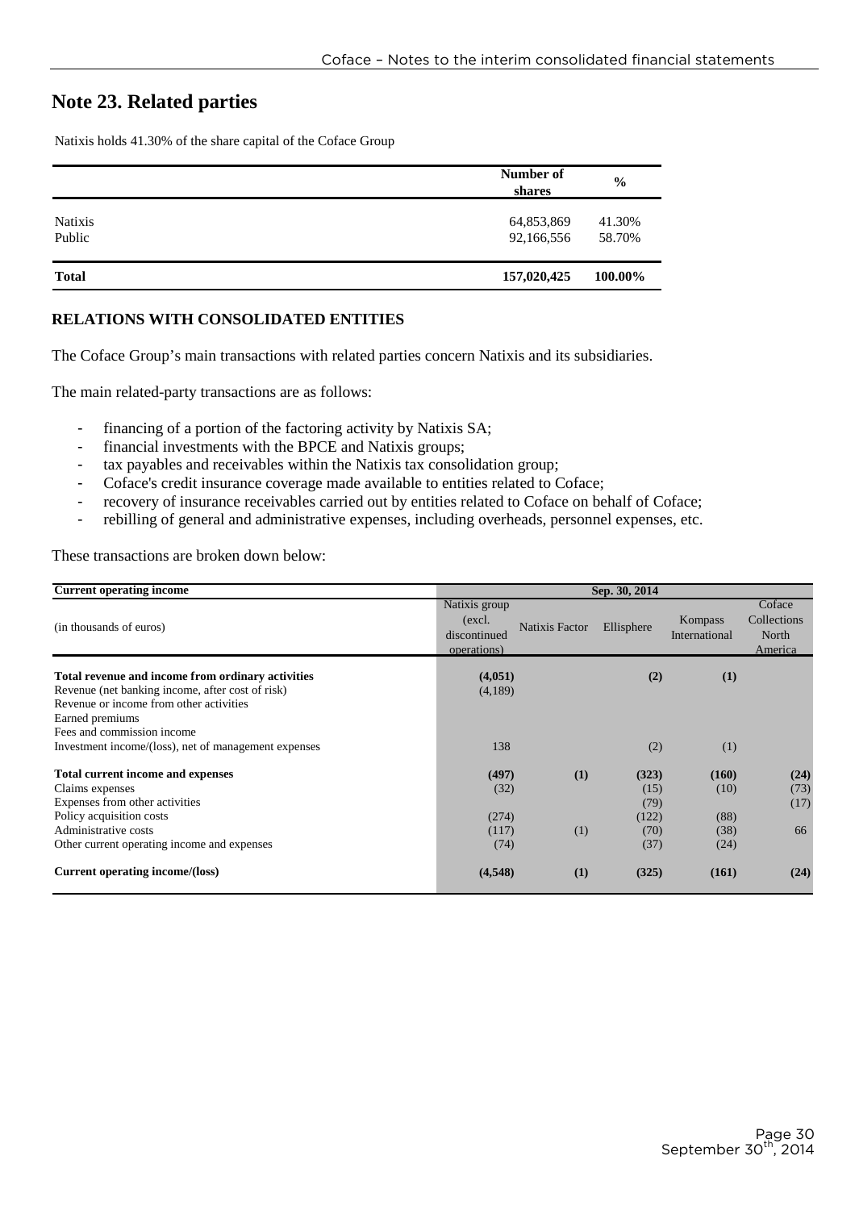# Note 23. Related parties

Natixis holds 41.30% of the share capital of the Coface Group

| | Number of shares | % |
|---|---|---|
| Natixis | 64,853,869 | 41.30% |
| Public | 92,166,556 | 58.70% |
| **Total** | **157,020,425** | **100.00%** |

**RELATIONS WITH CONSOLIDATED ENTITIES**

The Coface Group's main transactions with related parties concern Natixis and its subsidiaries.

The main related-party transactions are as follows:

- financing of a portion of the factoring activity by Natixis SA;
- financial investments with the BPCE and Natixis groups;
- tax payables and receivables within the Natixis tax consolidation group;
- Coface's credit insurance coverage made available to entities related to Coface;
- recovery of insurance receivables carried out by entities related to Coface on behalf of Coface;
- rebilling of general and administrative expenses, including overheads, personnel expenses, etc.

These transactions are broken down below:

| **Current operating income** | **Sep. 30, 2014** | | | | |
|---|---|---|---|---|---|
| (in thousands of euros) | Natixis group (excl. discontinued operations) | Natixis Factor | Ellisphere | Kompass International | Coface Collections North America |
| **Total revenue and income from ordinary activities** | **(4,051)** | | **(2)** | **(1)** | |
| Revenue (net banking income, after cost of risk) | (4,189) | | | | |
| Revenue or income from other activities | | | | | |
| Earned premiums | | | | | |
| Fees and commission income | | | | | |
| Investment income/(loss), net of management expenses | 138 | | (2) | (1) | |
| **Total current income and expenses** | **(497)** | **(1)** | **(323)** | **(160)** | **(24)** |
| Claims expenses | (32) | | (15) | (10) | (73) |
| Expenses from other activities | | | (79) | | (17) |
| Policy acquisition costs | (274) | | (122) | (88) | |
| Administrative costs | (117) | (1) | (70) | (38) | 66 |
| Other current operating income and expenses | (74) | | (37) | (24) | |
| **Current operating income/(loss)** | **(4,548)** | **(1)** | **(325)** | **(161)** | **(24)** |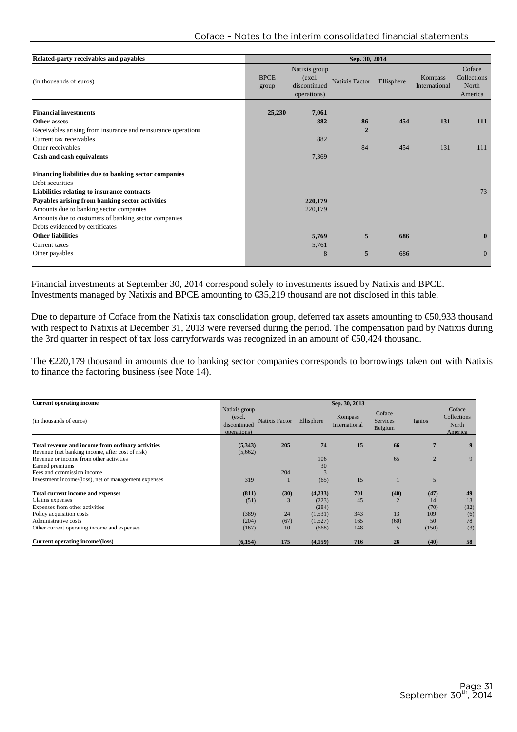| Related-party receivables and payables | Sep. 30, 2014 | | | | | |
|---|---|---|---|---|---|---|
| (in thousands of euros) | BPCE group | Natixis group (excl. discontinued operations) | Natixis Factor | Ellisphere | Kompass International | Coface Collections North America |
| **Financial investments** | **25,230** | **7,061** | | | | |
| **Other assets** | | **882** | **86** | **454** | **131** | **111** |
| Receivables arising from insurance and reinsurance operations | | | **2** | | | |
| Current tax receivables | | 882 | | | | |
| Other receivables | | | 84 | 454 | 131 | 111 |
| **Cash and cash equivalents** | | 7,369 | | | | |
| **Financing liabilities due to banking sector companies** | | | | | | |
| Debt securities | | | | | | |
| **Liabilities relating to insurance contracts** | | | | | | 73 |
| **Payables arising from banking sector activities** | | **220,179** | | | | |
| Amounts due to banking sector companies | | 220,179 | | | | |
| Amounts due to customers of banking sector companies | | | | | | |
| Debts evidenced by certificates | | | | | | |
| **Other liabilities** | | **5,769** | **5** | **686** | | **0** |
| Current taxes | | 5,761 | | | | |
| Other payables | | 8 | 5 | 686 | | 0 |

Financial investments at September 30, 2014 correspond solely to investments issued by Natixis and BPCE. Investments managed by Natixis and BPCE amounting to €35,219 thousand are not disclosed in this table.

Due to departure of Coface from the Natixis tax consolidation group, deferred tax assets amounting to €50,933 thousand with respect to Natixis at December 31, 2013 were reversed during the period. The compensation paid by Natixis during the 3rd quarter in respect of tax loss carryforwards was recognized in an amount of €50,424 thousand.

The €220,179 thousand in amounts due to banking sector companies corresponds to borrowings taken out with Natixis to finance the factoring business (see Note 14).

| Current operating income | Sep. 30, 2013 | | | | | | |
|---|---|---|---|---|---|---|---|
| (in thousands of euros) | Natixis group (excl. discontinued operations) | Natixis Factor | Ellisphere | Kompass International | Coface Services Belgium | Ignios | Coface Collections North America |
| **Total revenue and income from ordinary activities** | **(5,343)** | **205** | **74** | **15** | **66** | **7** | **9** |
| Revenue (net banking income, after cost of risk) | (5,662) | | | | | | |
| Revenue or income from other activities | | | 106 | | 65 | 2 | 9 |
| Earned premiums | | | 30 | | | | |
| Fees and commission income | | 204 | 3 | | | | |
| Investment income/(loss), net of management expenses | 319 | 1 | (65) | 15 | 1 | 5 | |
| **Total current income and expenses** | **(811)** | **(30)** | **(4,233)** | **701** | **(40)** | **(47)** | **49** |
| Claims expenses | (51) | 3 | (223) | 45 | 2 | 14 | 13 |
| Expenses from other activities | | | (284) | | | (70) | (32) |
| Policy acquisition costs | (389) | 24 | (1,531) | 343 | 13 | 109 | (6) |
| Administrative costs | (204) | (67) | (1,527) | 165 | (60) | 50 | 78 |
| Other current operating income and expenses | (167) | 10 | (668) | 148 | 5 | (150) | (3) |
| **Current operating income/(loss)** | **(6,154)** | **175** | **(4,159)** | **716** | **26** | **(40)** | **58** |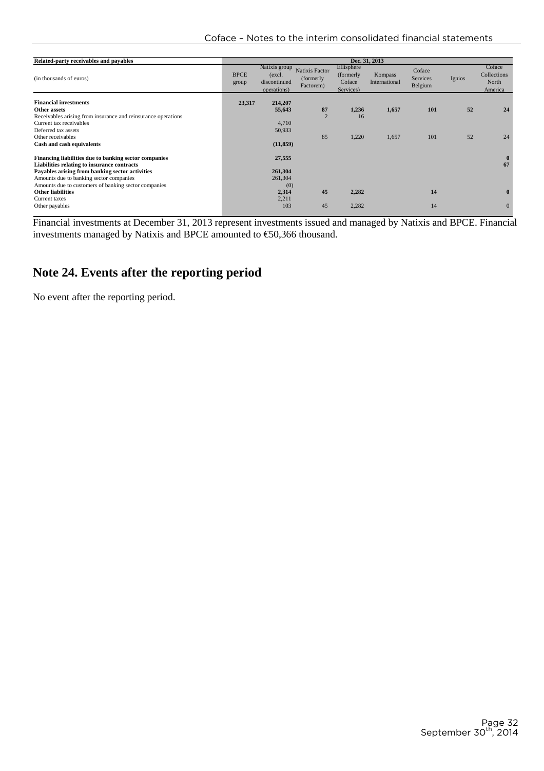| Related-party receivables and payables | Dec. 31, 2013 | | | | | | | |
|---|---|---|---|---|---|---|---|---|
| (in thousands of euros) | BPCE group | Natixis group (excl. discontinued operations) | Natixis Factor (formerly Factorem) | Ellisphere (formerly Coface Services) | Kompass International | Coface Services Belgium | Ignios | Coface Collections North America |
| **Financial investments** | **23,317** | **214,207** | | | | | | |
| **Other assets** | | **55,643** | **87** | **1,236** | **1,657** | **101** | **52** | **24** |
| Receivables arising from insurance and reinsurance operations | | | 2 | 16 | | | | |
| Current tax receivables | | 4,710 | | | | | | |
| Deferred tax assets | | 50,933 | | | | | | |
| Other receivables | | | 85 | 1,220 | 1,657 | 101 | 52 | 24 |
| **Cash and cash equivalents** | | **(11,859)** | | | | | | |
| **Financing liabilities due to banking sector companies** | | **27,555** | | | | | | **0** |
| **Liabilities relating to insurance contracts** | | | | | | | | **67** |
| **Payables arising from banking sector activities** | | **261,304** | | | | | | |
| Amounts due to banking sector companies | | 261,304 | | | | | | |
| Amounts due to customers of banking sector companies | | (0) | | | | | | |
| **Other liabilities** | | **2,314** | **45** | **2,282** | | **14** | | **0** |
| Current taxes | | 2,211 | | | | | | |
| Other payables | | 103 | 45 | 2,282 | | 14 | | 0 |

Financial investments at December 31, 2013 represent investments issued and managed by Natixis and BPCE. Financial investments managed by Natixis and BPCE amounted to €50,366 thousand.

# Note 24. Events after the reporting period

No event after the reporting period.